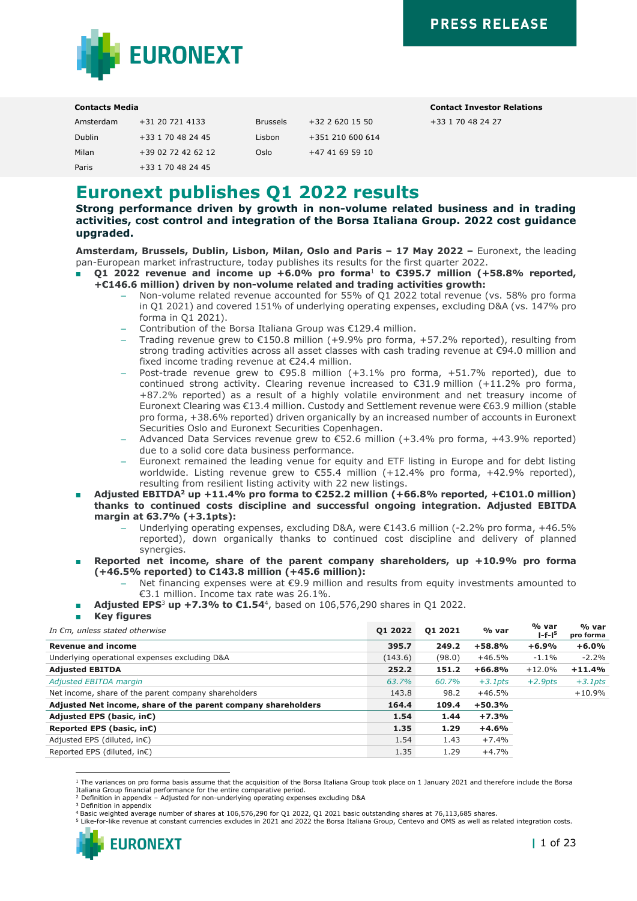PRESS RELEASE

**Contacts Media**

| | | | |
|---|---|---|---|
| Amsterdam | +31 20 721 4133 | Brussels | +32 2 620 15 50 |
| Dublin | +33 1 70 48 24 45 | Lisbon | +351 210 600 614 |
| Milan | +39 02 72 42 62 12 | Oslo | +47 41 69 59 10 |
| Paris | +33 1 70 48 24 45 | | |

**Contact Investor Relations**

+33 1 70 48 24 27

# Euronext publishes Q1 2022 results

**Strong performance driven by growth in non-volume related business and in trading activities, cost control and integration of the Borsa Italiana Group. 2022 cost guidance upgraded.**

**Amsterdam, Brussels, Dublin, Lisbon, Milan, Oslo and Paris – 17 May 2022 –** Euronext, the leading pan-European market infrastructure, today publishes its results for the first quarter 2022.

- **Q1 2022 revenue and income up +6.0% pro forma[1] to €395.7 million (+58.8% reported, +€146.6 million) driven by non-volume related and trading activities growth:**
  - Non-volume related revenue accounted for 55% of Q1 2022 total revenue (vs. 58% pro forma in Q1 2021) and covered 151% of underlying operating expenses, excluding D&A (vs. 147% pro forma in Q1 2021).
  - Contribution of the Borsa Italiana Group was €129.4 million.
  - Trading revenue grew to €150.8 million (+9.9% pro forma, +57.2% reported), resulting from strong trading activities across all asset classes with cash trading revenue at €94.0 million and fixed income trading revenue at €24.4 million.
  - Post-trade revenue grew to €95.8 million (+3.1% pro forma, +51.7% reported), due to continued strong activity. Clearing revenue increased to €31.9 million (+11.2% pro forma, +87.2% reported) as a result of a highly volatile environment and net treasury income of Euronext Clearing was €13.4 million. Custody and Settlement revenue were €63.9 million (stable pro forma, +38.6% reported) driven organically by an increased number of accounts in Euronext Securities Oslo and Euronext Securities Copenhagen.
  - Advanced Data Services revenue grew to €52.6 million (+3.4% pro forma, +43.9% reported) due to a solid core data business performance.
  - Euronext remained the leading venue for equity and ETF listing in Europe and for debt listing worldwide. Listing revenue grew to €55.4 million (+12.4% pro forma, +42.9% reported), resulting from resilient listing activity with 22 new listings.
- **Adjusted EBITDA[2] up +11.4% pro forma to €252.2 million (+66.8% reported, +€101.0 million) thanks to continued costs discipline and successful ongoing integration. Adjusted EBITDA margin at 63.7% (+3.1pts):**
  - Underlying operating expenses, excluding D&A, were €143.6 million (-2.2% pro forma, +46.5% reported), down organically thanks to continued cost discipline and delivery of planned synergies.
- **Reported net income, share of the parent company shareholders, up +10.9% pro forma (+46.5% reported) to €143.8 million (+45.6 million):**
  - Net financing expenses were at €9.9 million and results from equity investments amounted to €3.1 million. Income tax rate was 26.1%.
- **Adjusted EPS**[3] **up +7.3% to €1.54**[4], based on 106,576,290 shares in Q1 2022.
- **Key figures**

| *In €m, unless stated otherwise* | Q1 2022 | Q1 2021 | % var | % var l-f-l[5] | % var pro forma |
|---|---|---|---|---|---|
| **Revenue and income** | **395.7** | **249.2** | **+58.8%** | **+6.9%** | **+6.0%** |
| Underlying operational expenses excluding D&A | (143.6) | (98.0) | +46.5% | -1.1% | -2.2% |
| **Adjusted EBITDA** | **252.2** | **151.2** | **+66.8%** | +12.0% | **+11.4%** |
| *Adjusted EBITDA margin* | *63.7%* | *60.7%* | *+3.1pts* | *+2.9pts* | *+3.1pts* |
| Net income, share of the parent company shareholders | 143.8 | 98.2 | +46.5% | | +10.9% |
| **Adjusted Net income, share of the parent company shareholders** | **164.4** | **109.4** | **+50.3%** | | |
| **Adjusted EPS (basic, in€)** | **1.54** | **1.44** | **+7.3%** | | |
| **Reported EPS (basic, in€)** | **1.35** | **1.29** | **+4.6%** | | |
| Adjusted EPS (diluted, in€) | 1.54 | 1.43 | +7.4% | | |
| Reported EPS (diluted, in€) | 1.35 | 1.29 | +4.7% | | |

[1] The variances on pro forma basis assume that the acquisition of the Borsa Italiana Group took place on 1 January 2021 and therefore include the Borsa Italiana Group financial performance for the entire comparative period.
[2] Definition in appendix – Adjusted for non-underlying operating expenses excluding D&A
[3] Definition in appendix
[4] Basic weighted average number of shares at 106,576,290 for Q1 2022, Q1 2021 basic outstanding shares at 76,113,685 shares.
[5] Like-for-like revenue at constant currencies excludes in 2021 and 2022 the Borsa Italiana Group, Centevo and OMS as well as related integration costs.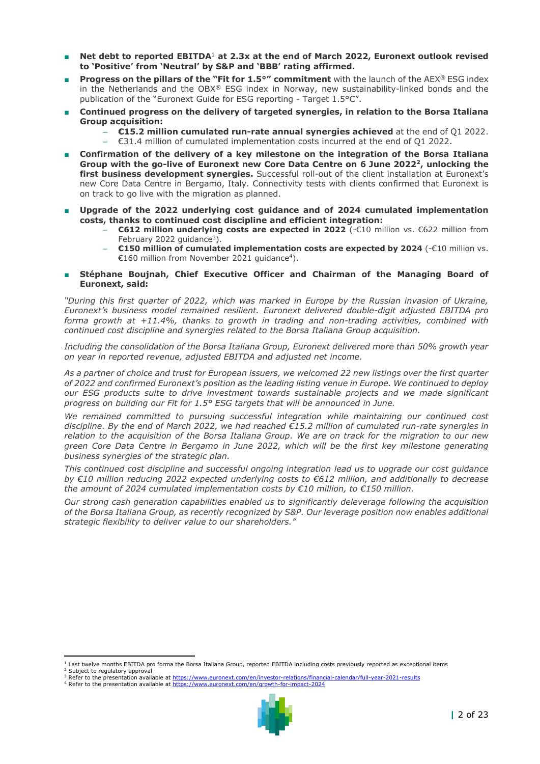- **Net debt to reported EBITDA**[1] **at 2.3x at the end of March 2022, Euronext outlook revised to 'Positive' from 'Neutral' by S&P and 'BBB' rating affirmed.**
- **Progress on the pillars of the "Fit for 1.5°" commitment** with the launch of the AEX® ESG index in the Netherlands and the OBX® ESG index in Norway, new sustainability-linked bonds and the publication of the "Euronext Guide for ESG reporting - Target 1.5°C".
- **Continued progress on the delivery of targeted synergies, in relation to the Borsa Italiana Group acquisition:**
  - **€15.2 million cumulated run-rate annual synergies achieved** at the end of Q1 2022.
  - €31.4 million of cumulated implementation costs incurred at the end of Q1 2022.
- **Confirmation of the delivery of a key milestone on the integration of the Borsa Italiana Group with the go-live of Euronext new Core Data Centre on 6 June 2022**[2]**, unlocking the first business development synergies.** Successful roll-out of the client installation at Euronext's new Core Data Centre in Bergamo, Italy. Connectivity tests with clients confirmed that Euronext is on track to go live with the migration as planned.
- **Upgrade of the 2022 underlying cost guidance and of 2024 cumulated implementation costs, thanks to continued cost discipline and efficient integration:**
  - **€612 million underlying costs are expected in 2022** (-€10 million vs. €622 million from February 2022 guidance[3]).
  - **€150 million of cumulated implementation costs are expected by 2024** (-€10 million vs. €160 million from November 2021 guidance[4]).
- **Stéphane Boujnah, Chief Executive Officer and Chairman of the Managing Board of Euronext, said:**

*"During this first quarter of 2022, which was marked in Europe by the Russian invasion of Ukraine, Euronext's business model remained resilient. Euronext delivered double-digit adjusted EBITDA pro forma growth at +11.4%, thanks to growth in trading and non-trading activities, combined with continued cost discipline and synergies related to the Borsa Italiana Group acquisition.*

*Including the consolidation of the Borsa Italiana Group, Euronext delivered more than 50% growth year on year in reported revenue, adjusted EBITDA and adjusted net income.*

*As a partner of choice and trust for European issuers, we welcomed 22 new listings over the first quarter of 2022 and confirmed Euronext's position as the leading listing venue in Europe. We continued to deploy our ESG products suite to drive investment towards sustainable projects and we made significant progress on building our Fit for 1.5° ESG targets that will be announced in June.*

*We remained committed to pursuing successful integration while maintaining our continued cost discipline. By the end of March 2022, we had reached €15.2 million of cumulated run-rate synergies in relation to the acquisition of the Borsa Italiana Group. We are on track for the migration to our new green Core Data Centre in Bergamo in June 2022, which will be the first key milestone generating business synergies of the strategic plan.*

*This continued cost discipline and successful ongoing integration lead us to upgrade our cost guidance by €10 million reducing 2022 expected underlying costs to €612 million, and additionally to decrease the amount of 2024 cumulated implementation costs by €10 million, to €150 million.*

*Our strong cash generation capabilities enabled us to significantly deleverage following the acquisition of the Borsa Italiana Group, as recently recognized by S&P. Our leverage position now enables additional strategic flexibility to deliver value to our shareholders."*

---

[1] Last twelve months EBITDA pro forma the Borsa Italiana Group, reported EBITDA including costs previously reported as exceptional items
[2] Subject to regulatory approval
[3] Refer to the presentation available at https://www.euronext.com/en/investor-relations/financial-calendar/full-year-2021-results
[4] Refer to the presentation available at https://www.euronext.com/en/growth-for-impact-2024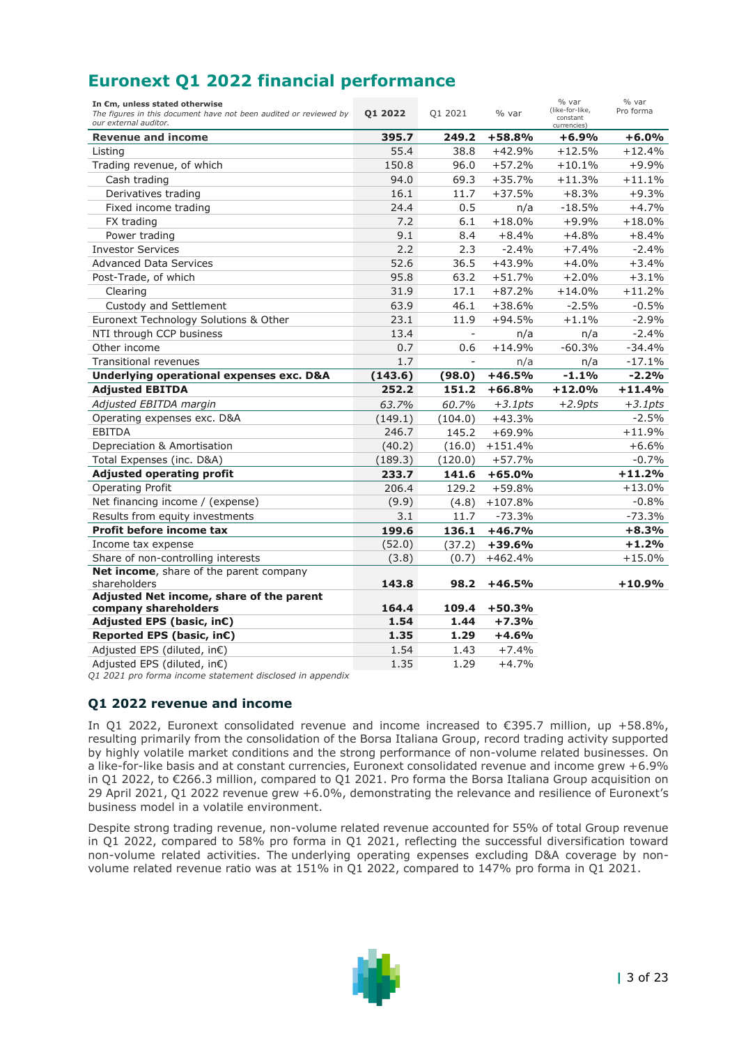# Euronext Q1 2022 financial performance

| **In €m, unless stated otherwise** *The figures in this document have not been audited or reviewed by our external auditor.* | **Q1 2022** | Q1 2021 | % var | % var (like-for-like, constant currencies) | % var Pro forma |
|---|---|---|---|---|---|
| **Revenue and income** | **395.7** | **249.2** | **+58.8%** | **+6.9%** | **+6.0%** |
| Listing | 55.4 | 38.8 | +42.9% | +12.5% | +12.4% |
| Trading revenue, of which | 150.8 | 96.0 | +57.2% | +10.1% | +9.9% |
| Cash trading | 94.0 | 69.3 | +35.7% | +11.3% | +11.1% |
| Derivatives trading | 16.1 | 11.7 | +37.5% | +8.3% | +9.3% |
| Fixed income trading | 24.4 | 0.5 | n/a | -18.5% | +4.7% |
| FX trading | 7.2 | 6.1 | +18.0% | +9.9% | +18.0% |
| Power trading | 9.1 | 8.4 | +8.4% | +4.8% | +8.4% |
| Investor Services | 2.2 | 2.3 | -2.4% | +7.4% | -2.4% |
| Advanced Data Services | 52.6 | 36.5 | +43.9% | +4.0% | +3.4% |
| Post-Trade, of which | 95.8 | 63.2 | +51.7% | +2.0% | +3.1% |
| Clearing | 31.9 | 17.1 | +87.2% | +14.0% | +11.2% |
| Custody and Settlement | 63.9 | 46.1 | +38.6% | -2.5% | -0.5% |
| Euronext Technology Solutions & Other | 23.1 | 11.9 | +94.5% | +1.1% | -2.9% |
| NTI through CCP business | 13.4 | - | n/a | n/a | -2.4% |
| Other income | 0.7 | 0.6 | +14.9% | -60.3% | -34.4% |
| Transitional revenues | 1.7 | - | n/a | n/a | -17.1% |
| **Underlying operational expenses exc. D&A** | **(143.6)** | **(98.0)** | **+46.5%** | **-1.1%** | **-2.2%** |
| **Adjusted EBITDA** | **252.2** | **151.2** | **+66.8%** | **+12.0%** | **+11.4%** |
| *Adjusted EBITDA margin* | *63.7%* | *60.7%* | *+3.1pts* | *+2.9pts* | *+3.1pts* |
| Operating expenses exc. D&A | (149.1) | (104.0) | +43.3% | | -2.5% |
| EBITDA | 246.7 | 145.2 | +69.9% | | +11.9% |
| Depreciation & Amortisation | (40.2) | (16.0) | +151.4% | | +6.6% |
| Total Expenses (inc. D&A) | (189.3) | (120.0) | +57.7% | | -0.7% |
| **Adjusted operating profit** | **233.7** | **141.6** | **+65.0%** | | **+11.2%** |
| Operating Profit | 206.4 | 129.2 | +59.8% | | +13.0% |
| Net financing income / (expense) | (9.9) | (4.8) | +107.8% | | -0.8% |
| Results from equity investments | 3.1 | 11.7 | -73.3% | | -73.3% |
| **Profit before income tax** | **199.6** | **136.1** | **+46.7%** | | **+8.3%** |
| Income tax expense | (52.0) | (37.2) | **+39.6%** | | **+1.2%** |
| Share of non-controlling interests | (3.8) | (0.7) | +462.4% | | +15.0% |
| **Net income**, share of the parent company shareholders | **143.8** | **98.2** | **+46.5%** | | **+10.9%** |
| **Adjusted Net income, share of the parent company shareholders** | **164.4** | **109.4** | **+50.3%** | | |
| **Adjusted EPS (basic, in€)** | **1.54** | **1.44** | **+7.3%** | | |
| **Reported EPS (basic, in€)** | **1.35** | **1.29** | **+4.6%** | | |
| Adjusted EPS (diluted, in€) | 1.54 | 1.43 | +7.4% | | |
| Adjusted EPS (diluted, in€) | 1.35 | 1.29 | +4.7% | | |

*Q1 2021 pro forma income statement disclosed in appendix*

## Q1 2022 revenue and income

In Q1 2022, Euronext consolidated revenue and income increased to €395.7 million, up +58.8%, resulting primarily from the consolidation of the Borsa Italiana Group, record trading activity supported by highly volatile market conditions and the strong performance of non-volume related businesses. On a like-for-like basis and at constant currencies, Euronext consolidated revenue and income grew +6.9% in Q1 2022, to €266.3 million, compared to Q1 2021. Pro forma the Borsa Italiana Group acquisition on 29 April 2021, Q1 2022 revenue grew +6.0%, demonstrating the relevance and resilience of Euronext's business model in a volatile environment.

Despite strong trading revenue, non-volume related revenue accounted for 55% of total Group revenue in Q1 2022, compared to 58% pro forma in Q1 2021, reflecting the successful diversification toward non-volume related activities. The underlying operating expenses excluding D&A coverage by non-volume related revenue ratio was at 151% in Q1 2022, compared to 147% pro forma in Q1 2021.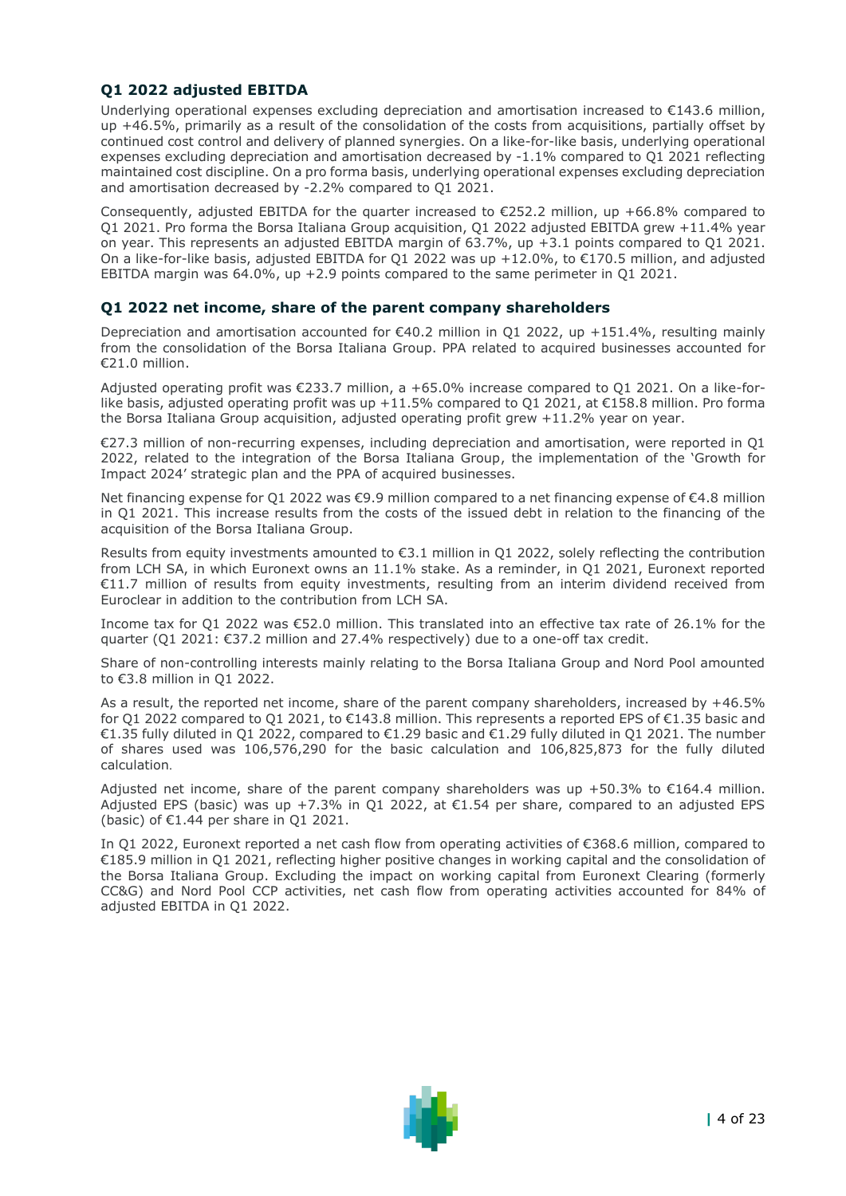### Q1 2022 adjusted EBITDA

Underlying operational expenses excluding depreciation and amortisation increased to €143.6 million, up +46.5%, primarily as a result of the consolidation of the costs from acquisitions, partially offset by continued cost control and delivery of planned synergies. On a like-for-like basis, underlying operational expenses excluding depreciation and amortisation decreased by -1.1% compared to Q1 2021 reflecting maintained cost discipline. On a pro forma basis, underlying operational expenses excluding depreciation and amortisation decreased by -2.2% compared to Q1 2021.

Consequently, adjusted EBITDA for the quarter increased to €252.2 million, up +66.8% compared to Q1 2021. Pro forma the Borsa Italiana Group acquisition, Q1 2022 adjusted EBITDA grew +11.4% year on year. This represents an adjusted EBITDA margin of 63.7%, up +3.1 points compared to Q1 2021. On a like-for-like basis, adjusted EBITDA for Q1 2022 was up +12.0%, to €170.5 million, and adjusted EBITDA margin was 64.0%, up +2.9 points compared to the same perimeter in Q1 2021.

### Q1 2022 net income, share of the parent company shareholders

Depreciation and amortisation accounted for €40.2 million in Q1 2022, up +151.4%, resulting mainly from the consolidation of the Borsa Italiana Group. PPA related to acquired businesses accounted for €21.0 million.

Adjusted operating profit was €233.7 million, a +65.0% increase compared to Q1 2021. On a like-for-like basis, adjusted operating profit was up +11.5% compared to Q1 2021, at €158.8 million. Pro forma the Borsa Italiana Group acquisition, adjusted operating profit grew +11.2% year on year.

€27.3 million of non-recurring expenses, including depreciation and amortisation, were reported in Q1 2022, related to the integration of the Borsa Italiana Group, the implementation of the 'Growth for Impact 2024' strategic plan and the PPA of acquired businesses.

Net financing expense for Q1 2022 was €9.9 million compared to a net financing expense of €4.8 million in Q1 2021. This increase results from the costs of the issued debt in relation to the financing of the acquisition of the Borsa Italiana Group.

Results from equity investments amounted to €3.1 million in Q1 2022, solely reflecting the contribution from LCH SA, in which Euronext owns an 11.1% stake. As a reminder, in Q1 2021, Euronext reported €11.7 million of results from equity investments, resulting from an interim dividend received from Euroclear in addition to the contribution from LCH SA.

Income tax for Q1 2022 was €52.0 million. This translated into an effective tax rate of 26.1% for the quarter (Q1 2021: €37.2 million and 27.4% respectively) due to a one-off tax credit.

Share of non-controlling interests mainly relating to the Borsa Italiana Group and Nord Pool amounted to €3.8 million in Q1 2022.

As a result, the reported net income, share of the parent company shareholders, increased by +46.5% for Q1 2022 compared to Q1 2021, to €143.8 million. This represents a reported EPS of €1.35 basic and €1.35 fully diluted in Q1 2022, compared to €1.29 basic and €1.29 fully diluted in Q1 2021. The number of shares used was 106,576,290 for the basic calculation and 106,825,873 for the fully diluted calculation.

Adjusted net income, share of the parent company shareholders was up +50.3% to €164.4 million. Adjusted EPS (basic) was up +7.3% in Q1 2022, at €1.54 per share, compared to an adjusted EPS (basic) of €1.44 per share in Q1 2021.

In Q1 2022, Euronext reported a net cash flow from operating activities of €368.6 million, compared to €185.9 million in Q1 2021, reflecting higher positive changes in working capital and the consolidation of the Borsa Italiana Group. Excluding the impact on working capital from Euronext Clearing (formerly CC&G) and Nord Pool CCP activities, net cash flow from operating activities accounted for 84% of adjusted EBITDA in Q1 2022.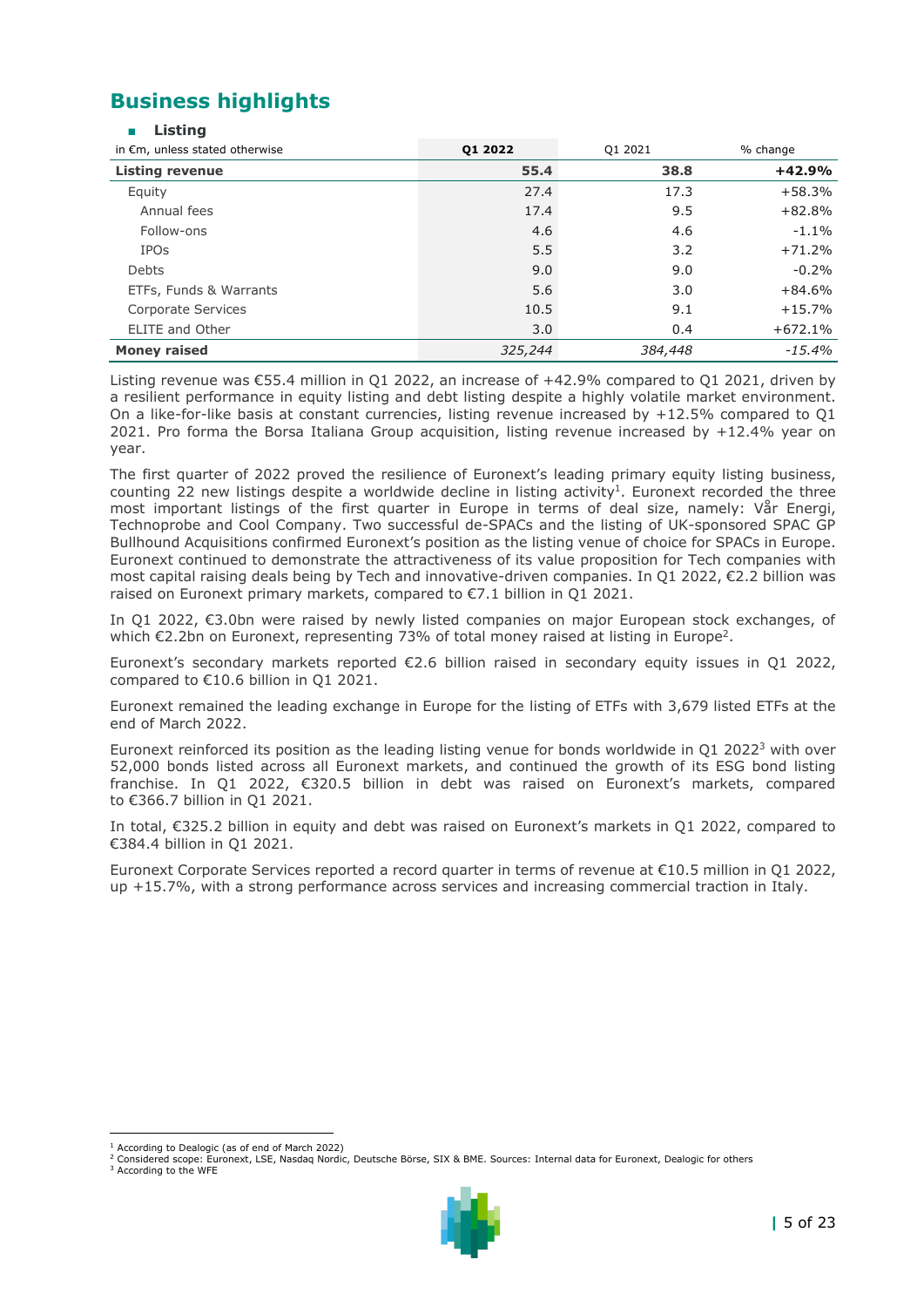## Business highlights

- **Listing**

| in €m, unless stated otherwise | Q1 2022 | Q1 2021 | % change |
|---|---|---|---|
| **Listing revenue** | **55.4** | **38.8** | **+42.9%** |
| Equity | 27.4 | 17.3 | +58.3% |
| Annual fees | 17.4 | 9.5 | +82.8% |
| Follow-ons | 4.6 | 4.6 | -1.1% |
| IPOs | 5.5 | 3.2 | +71.2% |
| Debts | 9.0 | 9.0 | -0.2% |
| ETFs, Funds & Warrants | 5.6 | 3.0 | +84.6% |
| Corporate Services | 10.5 | 9.1 | +15.7% |
| ELITE and Other | 3.0 | 0.4 | +672.1% |
| **Money raised** | *325,244* | *384,448* | *-15.4%* |

Listing revenue was €55.4 million in Q1 2022, an increase of +42.9% compared to Q1 2021, driven by a resilient performance in equity listing and debt listing despite a highly volatile market environment. On a like-for-like basis at constant currencies, listing revenue increased by +12.5% compared to Q1 2021. Pro forma the Borsa Italiana Group acquisition, listing revenue increased by +12.4% year on year.

The first quarter of 2022 proved the resilience of Euronext's leading primary equity listing business, counting 22 new listings despite a worldwide decline in listing activity[1]. Euronext recorded the three most important listings of the first quarter in Europe in terms of deal size, namely: Vår Energi, Technoprobe and Cool Company. Two successful de-SPACs and the listing of UK-sponsored SPAC GP Bullhound Acquisitions confirmed Euronext's position as the listing venue of choice for SPACs in Europe. Euronext continued to demonstrate the attractiveness of its value proposition for Tech companies with most capital raising deals being by Tech and innovative-driven companies. In Q1 2022, €2.2 billion was raised on Euronext primary markets, compared to €7.1 billion in Q1 2021.

In Q1 2022, €3.0bn were raised by newly listed companies on major European stock exchanges, of which €2.2bn on Euronext, representing 73% of total money raised at listing in Europe[2].

Euronext's secondary markets reported €2.6 billion raised in secondary equity issues in Q1 2022, compared to €10.6 billion in Q1 2021.

Euronext remained the leading exchange in Europe for the listing of ETFs with 3,679 listed ETFs at the end of March 2022.

Euronext reinforced its position as the leading listing venue for bonds worldwide in Q1 2022[3] with over 52,000 bonds listed across all Euronext markets, and continued the growth of its ESG bond listing franchise. In Q1 2022, €320.5 billion in debt was raised on Euronext's markets, compared to €366.7 billion in Q1 2021.

In total, €325.2 billion in equity and debt was raised on Euronext's markets in Q1 2022, compared to €384.4 billion in Q1 2021.

Euronext Corporate Services reported a record quarter in terms of revenue at €10.5 million in Q1 2022, up +15.7%, with a strong performance across services and increasing commercial traction in Italy.

---

[1] According to Dealogic (as of end of March 2022)
[2] Considered scope: Euronext, LSE, Nasdaq Nordic, Deutsche Börse, SIX & BME. Sources: Internal data for Euronext, Dealogic for others
[3] According to the WFE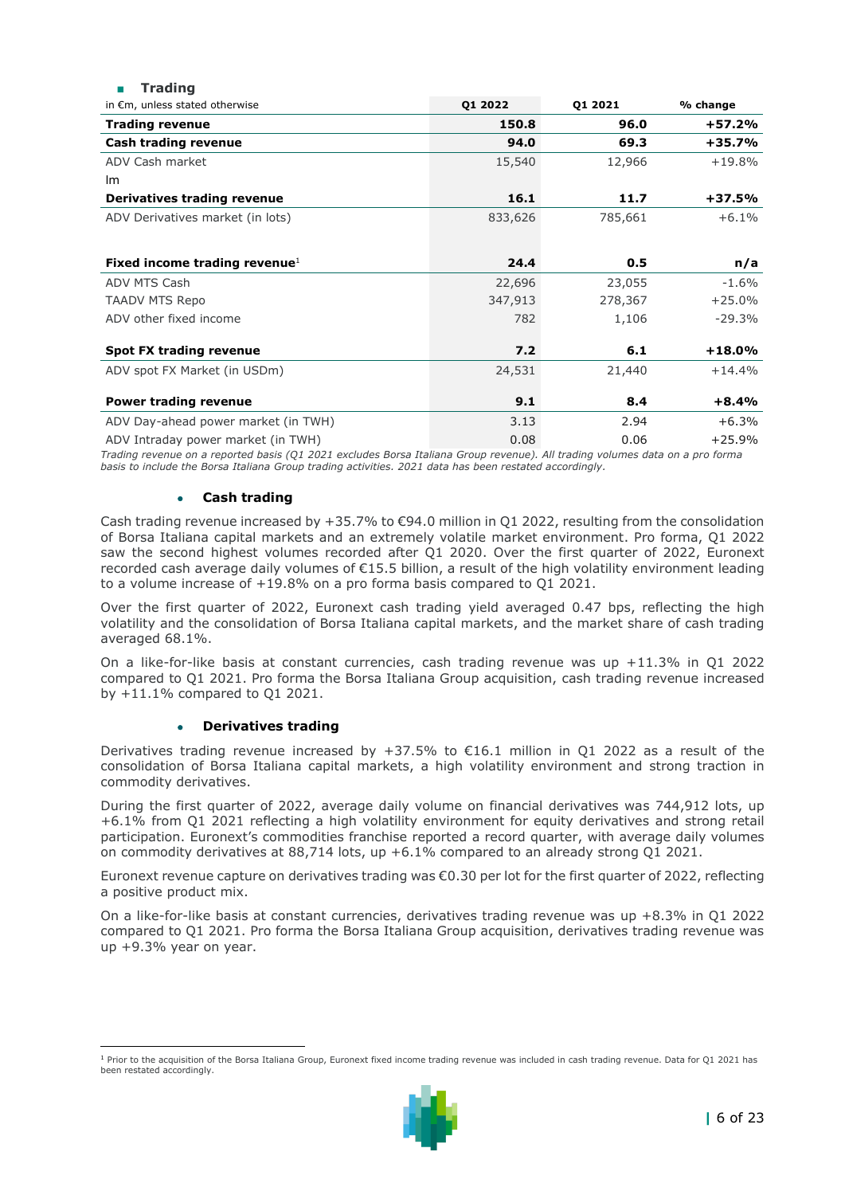- **Trading**

| in €m, unless stated otherwise | Q1 2022 | Q1 2021 | % change |
|---|---|---|---|
| **Trading revenue** | **150.8** | **96.0** | **+57.2%** |
| **Cash trading revenue** | **94.0** | **69.3** | **+35.7%** |
| ADV Cash market | 15,540 | 12,966 | +19.8% |
| Im | | | |
| **Derivatives trading revenue** | **16.1** | **11.7** | **+37.5%** |
| ADV Derivatives market (in lots) | 833,626 | 785,661 | +6.1% |
| | | | |
| **Fixed income trading revenue**[1] | **24.4** | **0.5** | **n/a** |
| ADV MTS Cash | 22,696 | 23,055 | -1.6% |
| TAADV MTS Repo | 347,913 | 278,367 | +25.0% |
| ADV other fixed income | 782 | 1,106 | -29.3% |
| | | | |
| **Spot FX trading revenue** | **7.2** | **6.1** | **+18.0%** |
| ADV spot FX Market (in USDm) | 24,531 | 21,440 | +14.4% |
| | | | |
| **Power trading revenue** | **9.1** | **8.4** | **+8.4%** |
| ADV Day-ahead power market (in TWH) | 3.13 | 2.94 | +6.3% |
| ADV Intraday power market (in TWH) | 0.08 | 0.06 | +25.9% |

*Trading revenue on a reported basis (Q1 2021 excludes Borsa Italiana Group revenue). All trading volumes data on a pro forma basis to include the Borsa Italiana Group trading activities. 2021 data has been restated accordingly.*

- **Cash trading**

Cash trading revenue increased by +35.7% to €94.0 million in Q1 2022, resulting from the consolidation of Borsa Italiana capital markets and an extremely volatile market environment. Pro forma, Q1 2022 saw the second highest volumes recorded after Q1 2020. Over the first quarter of 2022, Euronext recorded cash average daily volumes of €15.5 billion, a result of the high volatility environment leading to a volume increase of +19.8% on a pro forma basis compared to Q1 2021.

Over the first quarter of 2022, Euronext cash trading yield averaged 0.47 bps, reflecting the high volatility and the consolidation of Borsa Italiana capital markets, and the market share of cash trading averaged 68.1%.

On a like-for-like basis at constant currencies, cash trading revenue was up +11.3% in Q1 2022 compared to Q1 2021. Pro forma the Borsa Italiana Group acquisition, cash trading revenue increased by +11.1% compared to Q1 2021.

- **Derivatives trading**

Derivatives trading revenue increased by +37.5% to €16.1 million in Q1 2022 as a result of the consolidation of Borsa Italiana capital markets, a high volatility environment and strong traction in commodity derivatives.

During the first quarter of 2022, average daily volume on financial derivatives was 744,912 lots, up +6.1% from Q1 2021 reflecting a high volatility environment for equity derivatives and strong retail participation. Euronext's commodities franchise reported a record quarter, with average daily volumes on commodity derivatives at 88,714 lots, up +6.1% compared to an already strong Q1 2021.

Euronext revenue capture on derivatives trading was €0.30 per lot for the first quarter of 2022, reflecting a positive product mix.

On a like-for-like basis at constant currencies, derivatives trading revenue was up +8.3% in Q1 2022 compared to Q1 2021. Pro forma the Borsa Italiana Group acquisition, derivatives trading revenue was up +9.3% year on year.

[1] Prior to the acquisition of the Borsa Italiana Group, Euronext fixed income trading revenue was included in cash trading revenue. Data for Q1 2021 has been restated accordingly.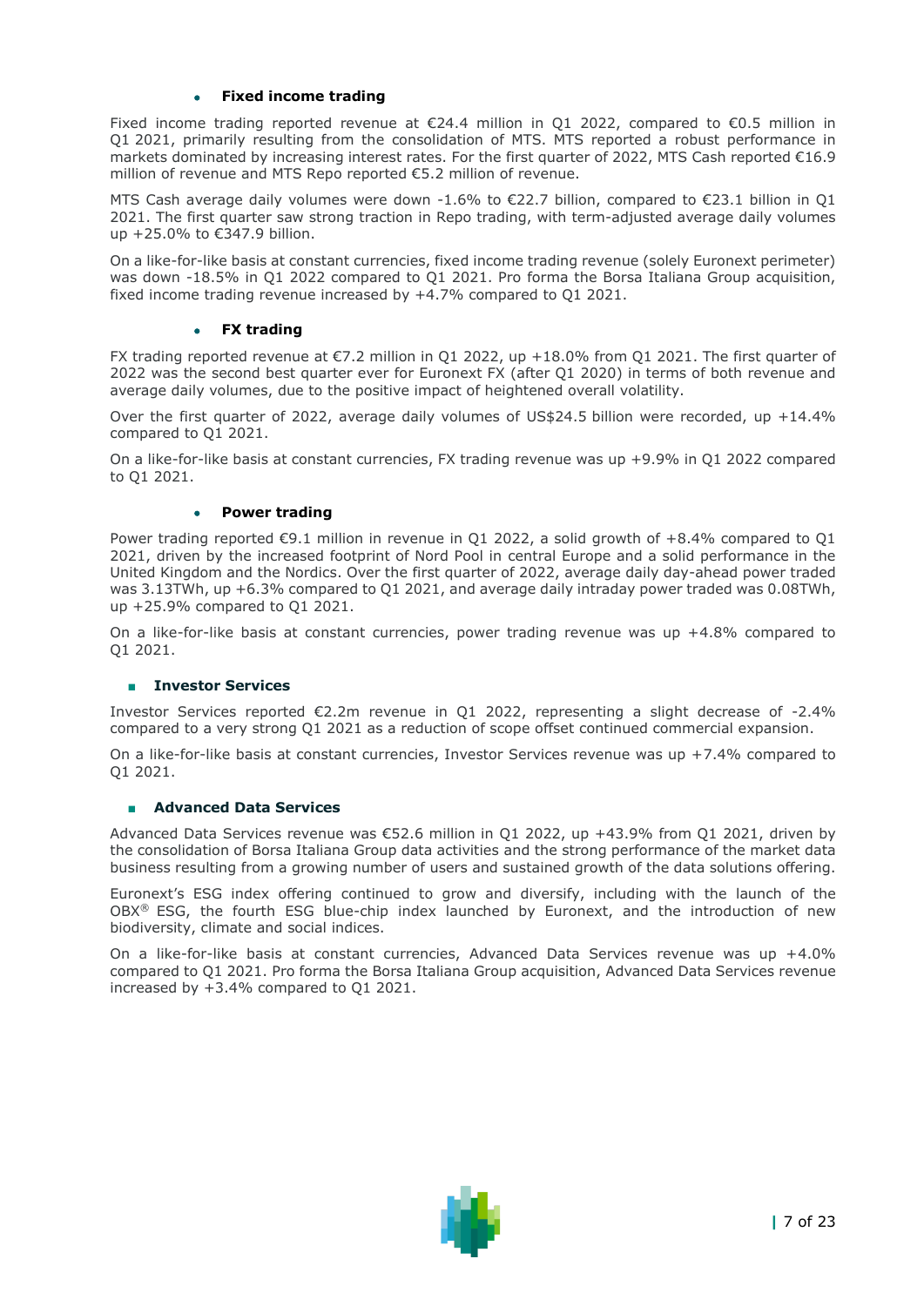- **Fixed income trading**

Fixed income trading reported revenue at €24.4 million in Q1 2022, compared to €0.5 million in Q1 2021, primarily resulting from the consolidation of MTS. MTS reported a robust performance in markets dominated by increasing interest rates. For the first quarter of 2022, MTS Cash reported €16.9 million of revenue and MTS Repo reported €5.2 million of revenue.

MTS Cash average daily volumes were down -1.6% to €22.7 billion, compared to €23.1 billion in Q1 2021. The first quarter saw strong traction in Repo trading, with term-adjusted average daily volumes up +25.0% to €347.9 billion.

On a like-for-like basis at constant currencies, fixed income trading revenue (solely Euronext perimeter) was down -18.5% in Q1 2022 compared to Q1 2021. Pro forma the Borsa Italiana Group acquisition, fixed income trading revenue increased by +4.7% compared to Q1 2021.

- **FX trading**

FX trading reported revenue at €7.2 million in Q1 2022, up +18.0% from Q1 2021. The first quarter of 2022 was the second best quarter ever for Euronext FX (after Q1 2020) in terms of both revenue and average daily volumes, due to the positive impact of heightened overall volatility.

Over the first quarter of 2022, average daily volumes of US$24.5 billion were recorded, up +14.4% compared to Q1 2021.

On a like-for-like basis at constant currencies, FX trading revenue was up +9.9% in Q1 2022 compared to Q1 2021.

- **Power trading**

Power trading reported €9.1 million in revenue in Q1 2022, a solid growth of +8.4% compared to Q1 2021, driven by the increased footprint of Nord Pool in central Europe and a solid performance in the United Kingdom and the Nordics. Over the first quarter of 2022, average daily day-ahead power traded was 3.13TWh, up +6.3% compared to Q1 2021, and average daily intraday power traded was 0.08TWh, up +25.9% compared to Q1 2021.

On a like-for-like basis at constant currencies, power trading revenue was up +4.8% compared to Q1 2021.

- **Investor Services**

Investor Services reported €2.2m revenue in Q1 2022, representing a slight decrease of -2.4% compared to a very strong Q1 2021 as a reduction of scope offset continued commercial expansion.

On a like-for-like basis at constant currencies, Investor Services revenue was up +7.4% compared to Q1 2021.

- **Advanced Data Services**

Advanced Data Services revenue was €52.6 million in Q1 2022, up +43.9% from Q1 2021, driven by the consolidation of Borsa Italiana Group data activities and the strong performance of the market data business resulting from a growing number of users and sustained growth of the data solutions offering.

Euronext's ESG index offering continued to grow and diversify, including with the launch of the OBX® ESG, the fourth ESG blue-chip index launched by Euronext, and the introduction of new biodiversity, climate and social indices.

On a like-for-like basis at constant currencies, Advanced Data Services revenue was up +4.0% compared to Q1 2021. Pro forma the Borsa Italiana Group acquisition, Advanced Data Services revenue increased by +3.4% compared to Q1 2021.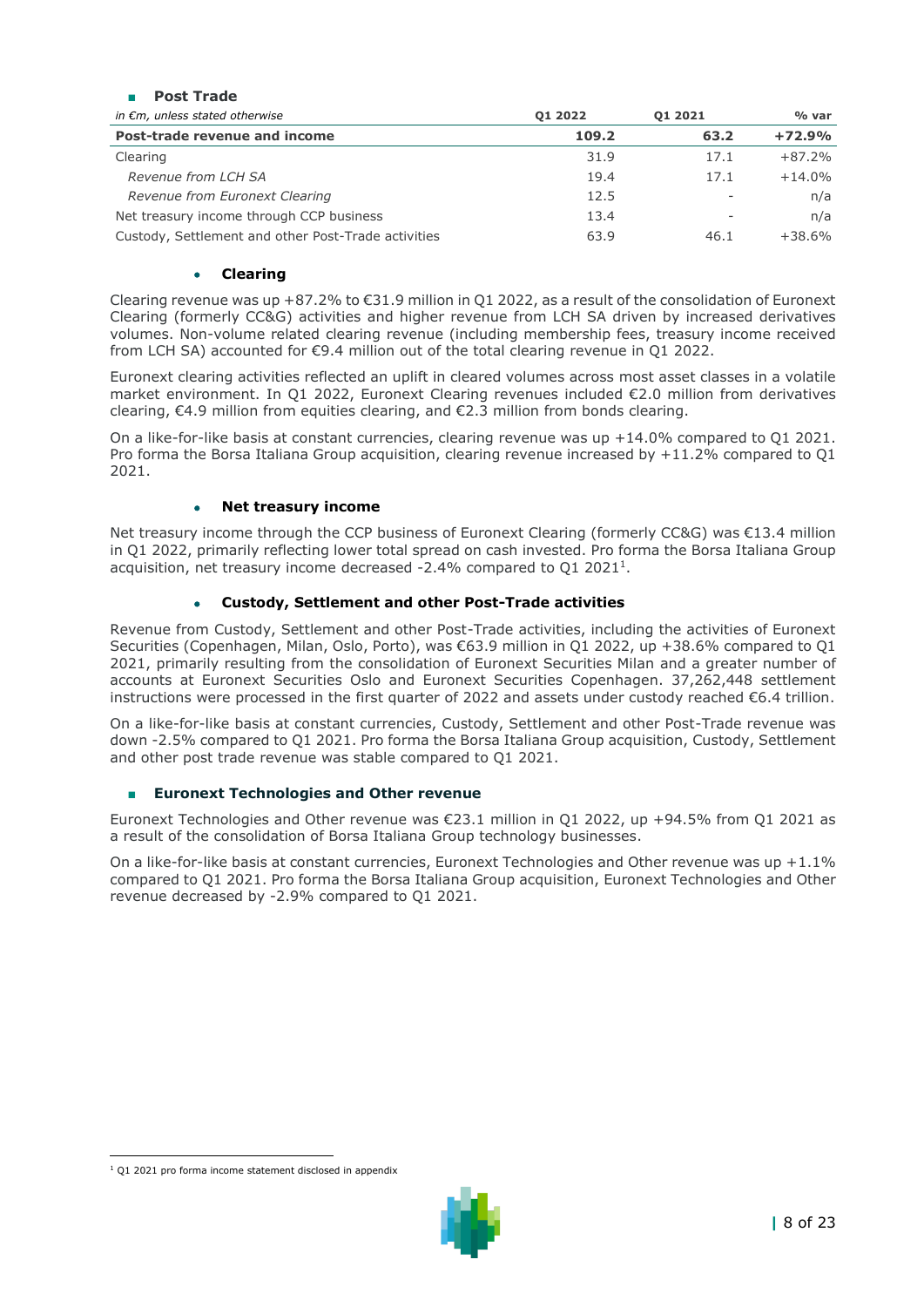## Post Trade

| *in €m, unless stated otherwise* | Q1 2022 | Q1 2021 | % var |
|---|---|---|---|
| **Post-trade revenue and income** | **109.2** | **63.2** | **+72.9%** |
| Clearing | 31.9 | 17.1 | +87.2% |
| *Revenue from LCH SA* | 19.4 | 17.1 | +14.0% |
| *Revenue from Euronext Clearing* | 12.5 | - | n/a |
| Net treasury income through CCP business | 13.4 | - | n/a |
| Custody, Settlement and other Post-Trade activities | 63.9 | 46.1 | +38.6% |

### Clearing

Clearing revenue was up +87.2% to €31.9 million in Q1 2022, as a result of the consolidation of Euronext Clearing (formerly CC&G) activities and higher revenue from LCH SA driven by increased derivatives volumes. Non-volume related clearing revenue (including membership fees, treasury income received from LCH SA) accounted for €9.4 million out of the total clearing revenue in Q1 2022.

Euronext clearing activities reflected an uplift in cleared volumes across most asset classes in a volatile market environment. In Q1 2022, Euronext Clearing revenues included €2.0 million from derivatives clearing, €4.9 million from equities clearing, and €2.3 million from bonds clearing.

On a like-for-like basis at constant currencies, clearing revenue was up +14.0% compared to Q1 2021. Pro forma the Borsa Italiana Group acquisition, clearing revenue increased by +11.2% compared to Q1 2021.

### Net treasury income

Net treasury income through the CCP business of Euronext Clearing (formerly CC&G) was €13.4 million in Q1 2022, primarily reflecting lower total spread on cash invested. Pro forma the Borsa Italiana Group acquisition, net treasury income decreased -2.4% compared to Q1 2021[1].

### Custody, Settlement and other Post-Trade activities

Revenue from Custody, Settlement and other Post-Trade activities, including the activities of Euronext Securities (Copenhagen, Milan, Oslo, Porto), was €63.9 million in Q1 2022, up +38.6% compared to Q1 2021, primarily resulting from the consolidation of Euronext Securities Milan and a greater number of accounts at Euronext Securities Oslo and Euronext Securities Copenhagen. 37,262,448 settlement instructions were processed in the first quarter of 2022 and assets under custody reached €6.4 trillion.

On a like-for-like basis at constant currencies, Custody, Settlement and other Post-Trade revenue was down -2.5% compared to Q1 2021. Pro forma the Borsa Italiana Group acquisition, Custody, Settlement and other post trade revenue was stable compared to Q1 2021.

## Euronext Technologies and Other revenue

Euronext Technologies and Other revenue was €23.1 million in Q1 2022, up +94.5% from Q1 2021 as a result of the consolidation of Borsa Italiana Group technology businesses.

On a like-for-like basis at constant currencies, Euronext Technologies and Other revenue was up +1.1% compared to Q1 2021. Pro forma the Borsa Italiana Group acquisition, Euronext Technologies and Other revenue decreased by -2.9% compared to Q1 2021.

[1] Q1 2021 pro forma income statement disclosed in appendix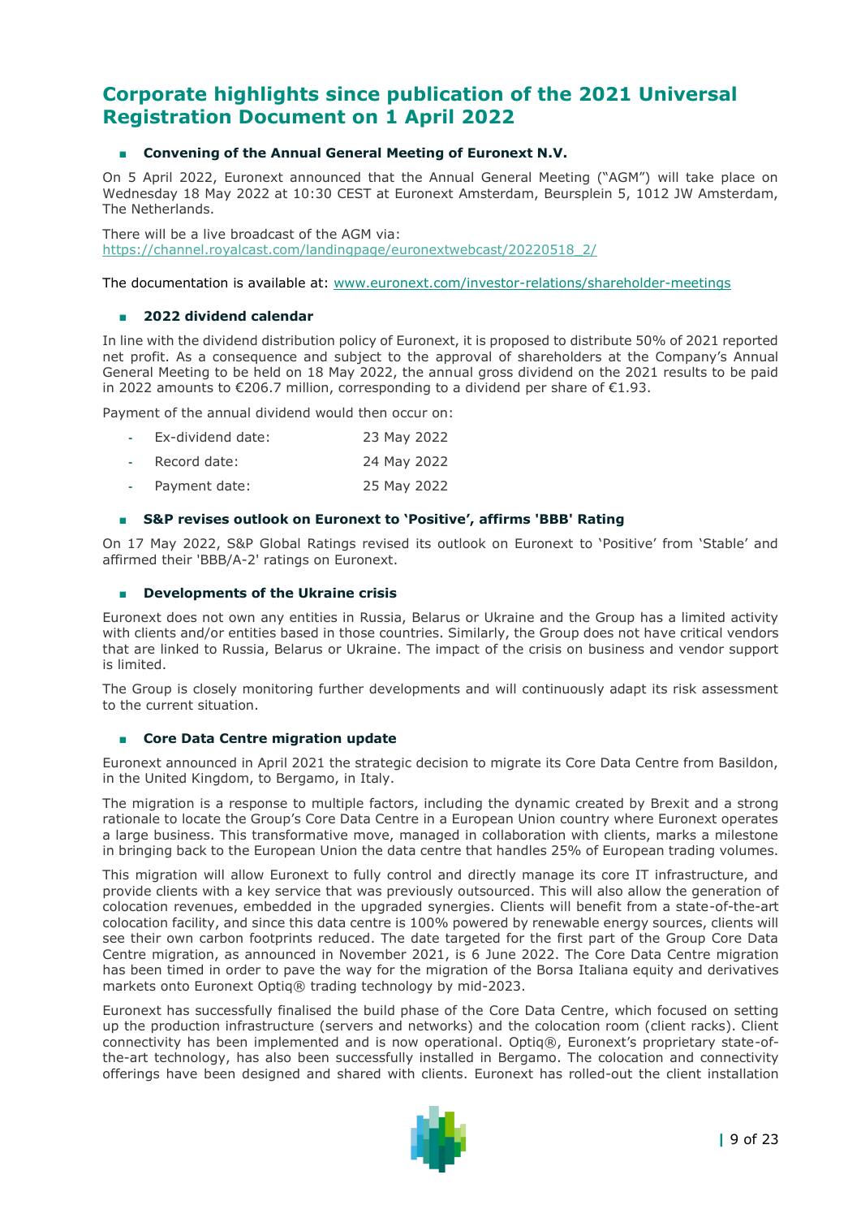## Corporate highlights since publication of the 2021 Universal Registration Document on 1 April 2022

- **Convening of the Annual General Meeting of Euronext N.V.**

On 5 April 2022, Euronext announced that the Annual General Meeting ("AGM") will take place on Wednesday 18 May 2022 at 10:30 CEST at Euronext Amsterdam, Beursplein 5, 1012 JW Amsterdam, The Netherlands.

There will be a live broadcast of the AGM via:
https://channel.royalcast.com/landingpage/euronextwebcast/20220518_2/

The documentation is available at: www.euronext.com/investor-relations/shareholder-meetings

- **2022 dividend calendar**

In line with the dividend distribution policy of Euronext, it is proposed to distribute 50% of 2021 reported net profit. As a consequence and subject to the approval of shareholders at the Company's Annual General Meeting to be held on 18 May 2022, the annual gross dividend on the 2021 results to be paid in 2022 amounts to €206.7 million, corresponding to a dividend per share of €1.93.

Payment of the annual dividend would then occur on:

- Ex-dividend date: 23 May 2022
- Record date: 24 May 2022
- Payment date: 25 May 2022

- **S&P revises outlook on Euronext to 'Positive', affirms 'BBB' Rating**

On 17 May 2022, S&P Global Ratings revised its outlook on Euronext to 'Positive' from 'Stable' and affirmed their 'BBB/A-2' ratings on Euronext.

- **Developments of the Ukraine crisis**

Euronext does not own any entities in Russia, Belarus or Ukraine and the Group has a limited activity with clients and/or entities based in those countries. Similarly, the Group does not have critical vendors that are linked to Russia, Belarus or Ukraine. The impact of the crisis on business and vendor support is limited.

The Group is closely monitoring further developments and will continuously adapt its risk assessment to the current situation.

- **Core Data Centre migration update**

Euronext announced in April 2021 the strategic decision to migrate its Core Data Centre from Basildon, in the United Kingdom, to Bergamo, in Italy.

The migration is a response to multiple factors, including the dynamic created by Brexit and a strong rationale to locate the Group's Core Data Centre in a European Union country where Euronext operates a large business. This transformative move, managed in collaboration with clients, marks a milestone in bringing back to the European Union the data centre that handles 25% of European trading volumes.

This migration will allow Euronext to fully control and directly manage its core IT infrastructure, and provide clients with a key service that was previously outsourced. This will also allow the generation of colocation revenues, embedded in the upgraded synergies. Clients will benefit from a state-of-the-art colocation facility, and since this data centre is 100% powered by renewable energy sources, clients will see their own carbon footprints reduced. The date targeted for the first part of the Group Core Data Centre migration, as announced in November 2021, is 6 June 2022. The Core Data Centre migration has been timed in order to pave the way for the migration of the Borsa Italiana equity and derivatives markets onto Euronext Optiq® trading technology by mid-2023.

Euronext has successfully finalised the build phase of the Core Data Centre, which focused on setting up the production infrastructure (servers and networks) and the colocation room (client racks). Client connectivity has been implemented and is now operational. Optiq®, Euronext's proprietary state-of-the-art technology, has also been successfully installed in Bergamo. The colocation and connectivity offerings have been designed and shared with clients. Euronext has rolled-out the client installation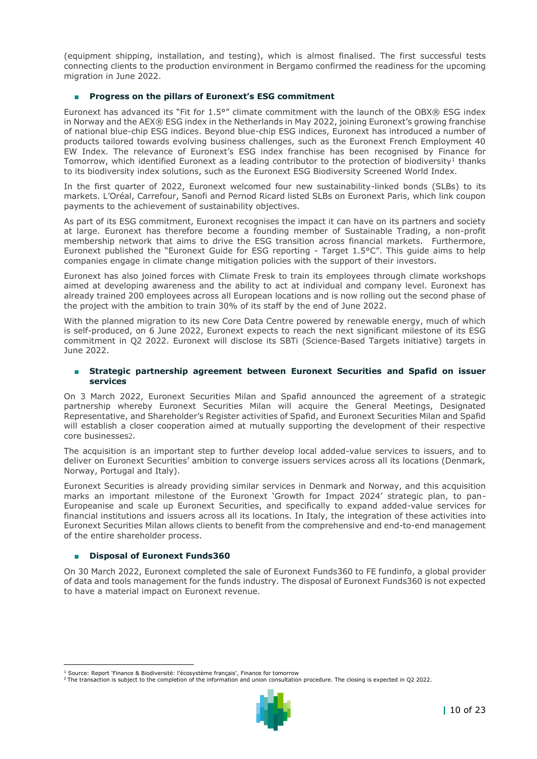(equipment shipping, installation, and testing), which is almost finalised. The first successful tests connecting clients to the production environment in Bergamo confirmed the readiness for the upcoming migration in June 2022.

- **Progress on the pillars of Euronext's ESG commitment**

Euronext has advanced its "Fit for 1.5°" climate commitment with the launch of the OBX® ESG index in Norway and the AEX® ESG index in the Netherlands in May 2022, joining Euronext's growing franchise of national blue-chip ESG indices. Beyond blue-chip ESG indices, Euronext has introduced a number of products tailored towards evolving business challenges, such as the Euronext French Employment 40 EW Index. The relevance of Euronext's ESG index franchise has been recognised by Finance for Tomorrow, which identified Euronext as a leading contributor to the protection of biodiversity[1] thanks to its biodiversity index solutions, such as the Euronext ESG Biodiversity Screened World Index.

In the first quarter of 2022, Euronext welcomed four new sustainability-linked bonds (SLBs) to its markets. L'Oréal, Carrefour, Sanofi and Pernod Ricard listed SLBs on Euronext Paris, which link coupon payments to the achievement of sustainability objectives.

As part of its ESG commitment, Euronext recognises the impact it can have on its partners and society at large. Euronext has therefore become a founding member of Sustainable Trading, a non-profit membership network that aims to drive the ESG transition across financial markets. Furthermore, Euronext published the "Euronext Guide for ESG reporting - Target 1.5°C". This guide aims to help companies engage in climate change mitigation policies with the support of their investors.

Euronext has also joined forces with Climate Fresk to train its employees through climate workshops aimed at developing awareness and the ability to act at individual and company level. Euronext has already trained 200 employees across all European locations and is now rolling out the second phase of the project with the ambition to train 30% of its staff by the end of June 2022.

With the planned migration to its new Core Data Centre powered by renewable energy, much of which is self-produced, on 6 June 2022, Euronext expects to reach the next significant milestone of its ESG commitment in Q2 2022. Euronext will disclose its SBTi (Science-Based Targets initiative) targets in June 2022.

- **Strategic partnership agreement between Euronext Securities and Spafid on issuer services**

On 3 March 2022, Euronext Securities Milan and Spafid announced the agreement of a strategic partnership whereby Euronext Securities Milan will acquire the General Meetings, Designated Representative, and Shareholder's Register activities of Spafid, and Euronext Securities Milan and Spafid will establish a closer cooperation aimed at mutually supporting the development of their respective core businesses[2].

The acquisition is an important step to further develop local added-value services to issuers, and to deliver on Euronext Securities' ambition to converge issuers services across all its locations (Denmark, Norway, Portugal and Italy).

Euronext Securities is already providing similar services in Denmark and Norway, and this acquisition marks an important milestone of the Euronext 'Growth for Impact 2024' strategic plan, to pan-Europeanise and scale up Euronext Securities, and specifically to expand added-value services for financial institutions and issuers across all its locations. In Italy, the integration of these activities into Euronext Securities Milan allows clients to benefit from the comprehensive and end-to-end management of the entire shareholder process.

- **Disposal of Euronext Funds360**

On 30 March 2022, Euronext completed the sale of Euronext Funds360 to FE fundinfo, a global provider of data and tools management for the funds industry. The disposal of Euronext Funds360 is not expected to have a material impact on Euronext revenue.

[1] Source: Report 'Finance & Biodiversité: l'écosystème français', Finance for tomorrow

[2] The transaction is subject to the completion of the information and union consultation procedure. The closing is expected in Q2 2022.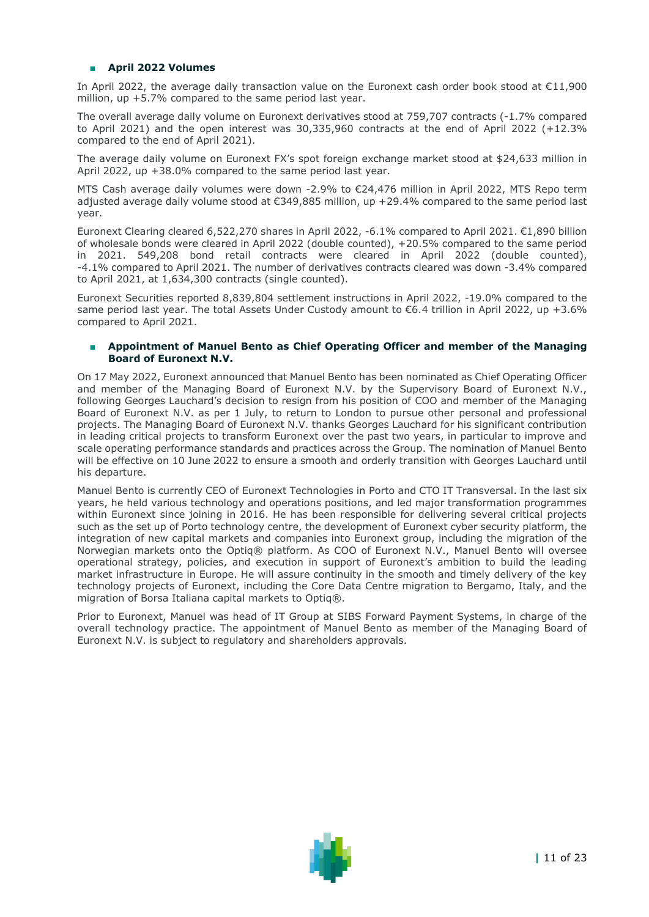- **April 2022 Volumes**

In April 2022, the average daily transaction value on the Euronext cash order book stood at €11,900 million, up +5.7% compared to the same period last year.

The overall average daily volume on Euronext derivatives stood at 759,707 contracts (-1.7% compared to April 2021) and the open interest was 30,335,960 contracts at the end of April 2022 (+12.3% compared to the end of April 2021).

The average daily volume on Euronext FX's spot foreign exchange market stood at $24,633 million in April 2022, up +38.0% compared to the same period last year.

MTS Cash average daily volumes were down -2.9% to €24,476 million in April 2022, MTS Repo term adjusted average daily volume stood at €349,885 million, up +29.4% compared to the same period last year.

Euronext Clearing cleared 6,522,270 shares in April 2022, -6.1% compared to April 2021. €1,890 billion of wholesale bonds were cleared in April 2022 (double counted), +20.5% compared to the same period in 2021. 549,208 bond retail contracts were cleared in April 2022 (double counted), -4.1% compared to April 2021. The number of derivatives contracts cleared was down -3.4% compared to April 2021, at 1,634,300 contracts (single counted).

Euronext Securities reported 8,839,804 settlement instructions in April 2022, -19.0% compared to the same period last year. The total Assets Under Custody amount to €6.4 trillion in April 2022, up +3.6% compared to April 2021.

- **Appointment of Manuel Bento as Chief Operating Officer and member of the Managing Board of Euronext N.V.**

On 17 May 2022, Euronext announced that Manuel Bento has been nominated as Chief Operating Officer and member of the Managing Board of Euronext N.V. by the Supervisory Board of Euronext N.V., following Georges Lauchard's decision to resign from his position of COO and member of the Managing Board of Euronext N.V. as per 1 July, to return to London to pursue other personal and professional projects. The Managing Board of Euronext N.V. thanks Georges Lauchard for his significant contribution in leading critical projects to transform Euronext over the past two years, in particular to improve and scale operating performance standards and practices across the Group. The nomination of Manuel Bento will be effective on 10 June 2022 to ensure a smooth and orderly transition with Georges Lauchard until his departure.

Manuel Bento is currently CEO of Euronext Technologies in Porto and CTO IT Transversal. In the last six years, he held various technology and operations positions, and led major transformation programmes within Euronext since joining in 2016. He has been responsible for delivering several critical projects such as the set up of Porto technology centre, the development of Euronext cyber security platform, the integration of new capital markets and companies into Euronext group, including the migration of the Norwegian markets onto the Optiq® platform. As COO of Euronext N.V., Manuel Bento will oversee operational strategy, policies, and execution in support of Euronext's ambition to build the leading market infrastructure in Europe. He will assure continuity in the smooth and timely delivery of the key technology projects of Euronext, including the Core Data Centre migration to Bergamo, Italy, and the migration of Borsa Italiana capital markets to Optiq®.

Prior to Euronext, Manuel was head of IT Group at SIBS Forward Payment Systems, in charge of the overall technology practice. The appointment of Manuel Bento as member of the Managing Board of Euronext N.V. is subject to regulatory and shareholders approvals.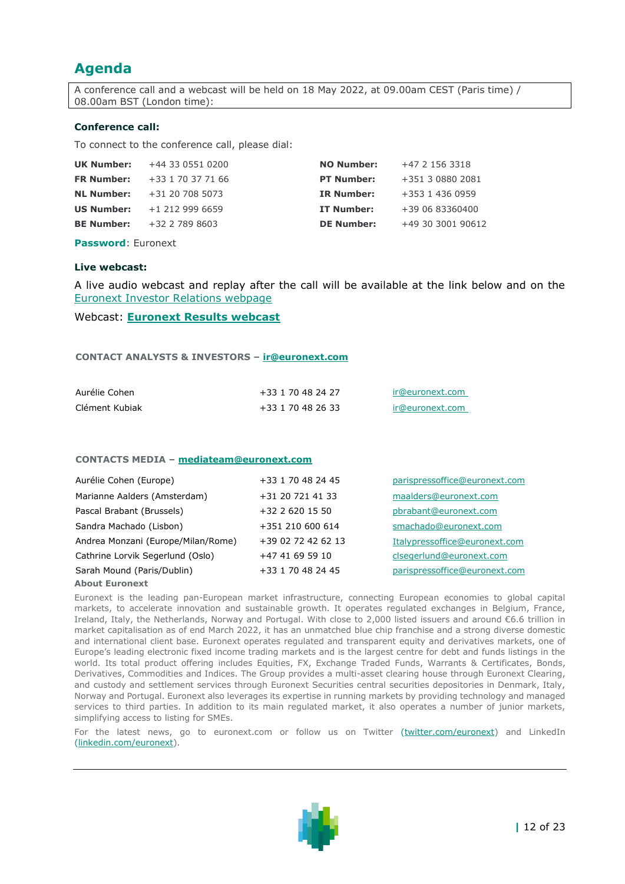## Agenda

A conference call and a webcast will be held on 18 May 2022, at 09.00am CEST (Paris time) / 08.00am BST (London time):

**Conference call:**

To connect to the conference call, please dial:

| | | | |
|---|---|---|---|
| **UK Number:** | +44 33 0551 0200 | **NO Number:** | +47 2 156 3318 |
| **FR Number:** | +33 1 70 37 71 66 | **PT Number:** | +351 3 0880 2081 |
| **NL Number:** | +31 20 708 5073 | **IR Number:** | +353 1 436 0959 |
| **US Number:** | +1 212 999 6659 | **IT Number:** | +39 06 83360400 |
| **BE Number:** | +32 2 789 8603 | **DE Number:** | +49 30 3001 90612 |

**Password**: Euronext

**Live webcast:**

A live audio webcast and replay after the call will be available at the link below and on the Euronext Investor Relations webpage

Webcast: **Euronext Results webcast**

**CONTACT ANALYSTS & INVESTORS – ir@euronext.com**

| | | |
|---|---|---|
| Aurélie Cohen | +33 1 70 48 24 27 | ir@euronext.com |
| Clément Kubiak | +33 1 70 48 26 33 | ir@euronext.com |

**CONTACTS MEDIA – mediateam@euronext.com**

| | | |
|---|---|---|
| Aurélie Cohen (Europe) | +33 1 70 48 24 45 | parispressoffice@euronext.com |
| Marianne Aalders (Amsterdam) | +31 20 721 41 33 | maalders@euronext.com |
| Pascal Brabant (Brussels) | +32 2 620 15 50 | pbrabant@euronext.com |
| Sandra Machado (Lisbon) | +351 210 600 614 | smachado@euronext.com |
| Andrea Monzani (Europe/Milan/Rome) | +39 02 72 42 62 13 | Italypressoffice@euronext.com |
| Cathrine Lorvik Segerlund (Oslo) | +47 41 69 59 10 | clsegerlund@euronext.com |
| Sarah Mound (Paris/Dublin) | +33 1 70 48 24 45 | parispressoffice@euronext.com |

**About Euronext**

Euronext is the leading pan-European market infrastructure, connecting European economies to global capital markets, to accelerate innovation and sustainable growth. It operates regulated exchanges in Belgium, France, Ireland, Italy, the Netherlands, Norway and Portugal. With close to 2,000 listed issuers and around €6.6 trillion in market capitalisation as of end March 2022, it has an unmatched blue chip franchise and a strong diverse domestic and international client base. Euronext operates regulated and transparent equity and derivatives markets, one of Europe's leading electronic fixed income trading markets and is the largest centre for debt and funds listings in the world. Its total product offering includes Equities, FX, Exchange Traded Funds, Warrants & Certificates, Bonds, Derivatives, Commodities and Indices. The Group provides a multi-asset clearing house through Euronext Clearing, and custody and settlement services through Euronext Securities central securities depositories in Denmark, Italy, Norway and Portugal. Euronext also leverages its expertise in running markets by providing technology and managed services to third parties. In addition to its main regulated market, it also operates a number of junior markets, simplifying access to listing for SMEs.

For the latest news, go to euronext.com or follow us on Twitter (twitter.com/euronext) and LinkedIn (linkedin.com/euronext).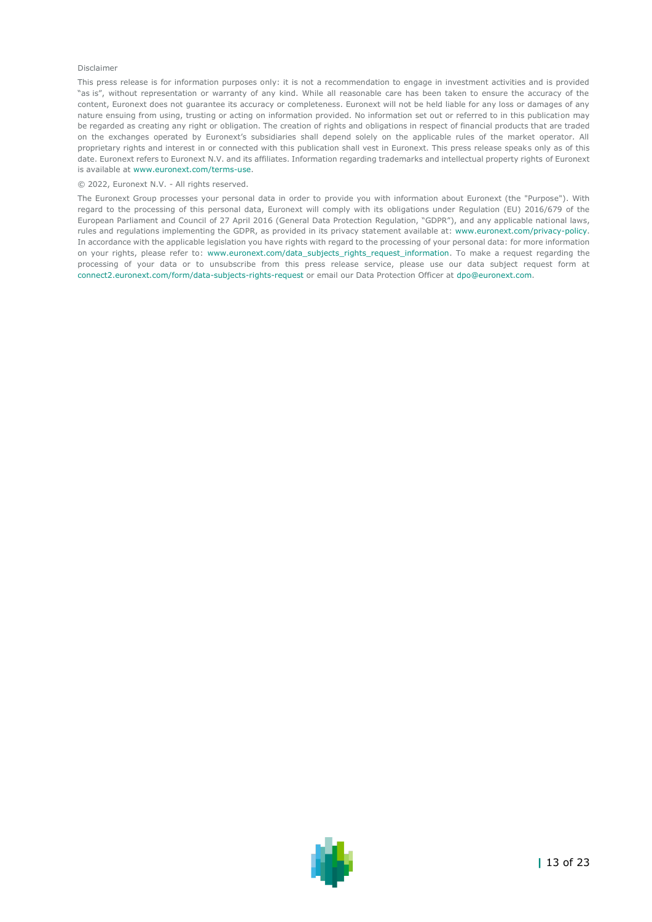Disclaimer

This press release is for information purposes only: it is not a recommendation to engage in investment activities and is provided "as is", without representation or warranty of any kind. While all reasonable care has been taken to ensure the accuracy of the content, Euronext does not guarantee its accuracy or completeness. Euronext will not be held liable for any loss or damages of any nature ensuing from using, trusting or acting on information provided. No information set out or referred to in this publication may be regarded as creating any right or obligation. The creation of rights and obligations in respect of financial products that are traded on the exchanges operated by Euronext's subsidiaries shall depend solely on the applicable rules of the market operator. All proprietary rights and interest in or connected with this publication shall vest in Euronext. This press release speaks only as of this date. Euronext refers to Euronext N.V. and its affiliates. Information regarding trademarks and intellectual property rights of Euronext is available at www.euronext.com/terms-use.

© 2022, Euronext N.V. - All rights reserved.

The Euronext Group processes your personal data in order to provide you with information about Euronext (the "Purpose"). With regard to the processing of this personal data, Euronext will comply with its obligations under Regulation (EU) 2016/679 of the European Parliament and Council of 27 April 2016 (General Data Protection Regulation, "GDPR"), and any applicable national laws, rules and regulations implementing the GDPR, as provided in its privacy statement available at: www.euronext.com/privacy-policy. In accordance with the applicable legislation you have rights with regard to the processing of your personal data: for more information on your rights, please refer to: www.euronext.com/data_subjects_rights_request_information. To make a request regarding the processing of your data or to unsubscribe from this press release service, please use our data subject request form at connect2.euronext.com/form/data-subjects-rights-request or email our Data Protection Officer at dpo@euronext.com.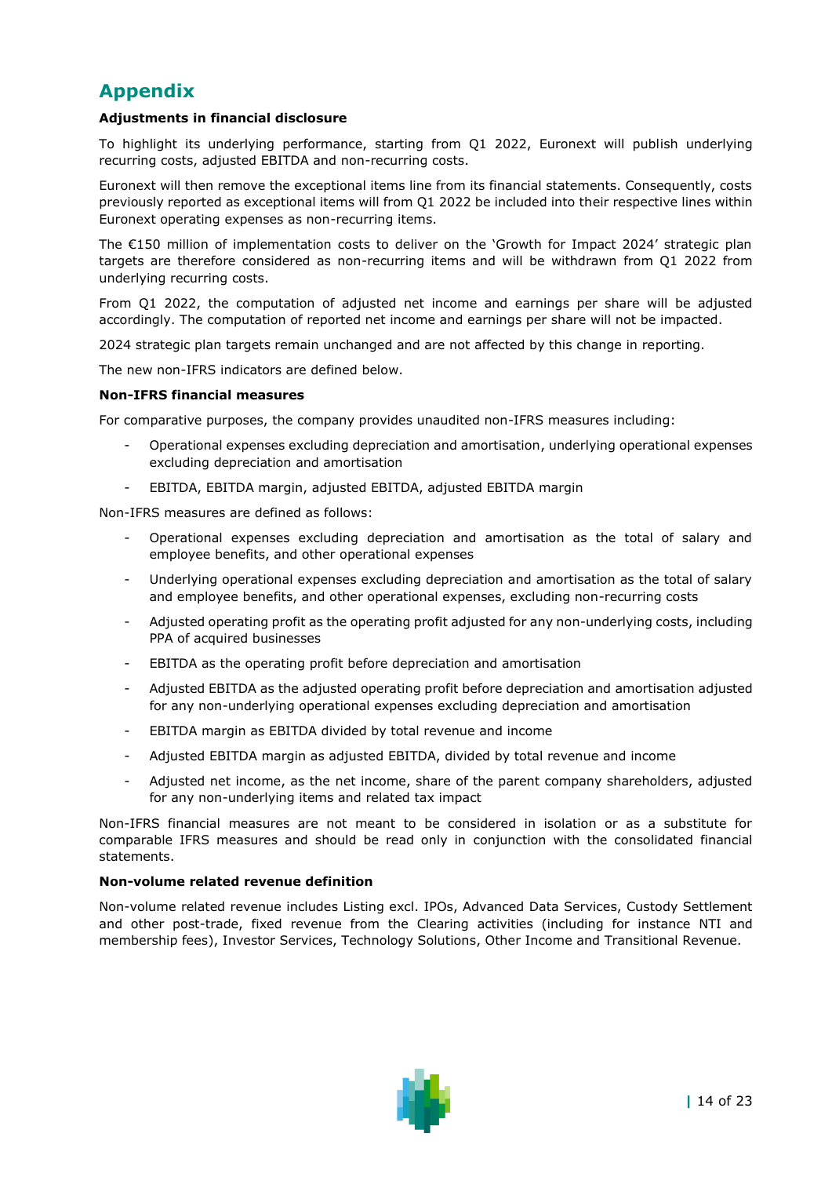# Appendix

**Adjustments in financial disclosure**

To highlight its underlying performance, starting from Q1 2022, Euronext will publish underlying recurring costs, adjusted EBITDA and non-recurring costs.

Euronext will then remove the exceptional items line from its financial statements. Consequently, costs previously reported as exceptional items will from Q1 2022 be included into their respective lines within Euronext operating expenses as non-recurring items.

The €150 million of implementation costs to deliver on the 'Growth for Impact 2024' strategic plan targets are therefore considered as non-recurring items and will be withdrawn from Q1 2022 from underlying recurring costs.

From Q1 2022, the computation of adjusted net income and earnings per share will be adjusted accordingly. The computation of reported net income and earnings per share will not be impacted.

2024 strategic plan targets remain unchanged and are not affected by this change in reporting.

The new non-IFRS indicators are defined below.

**Non-IFRS financial measures**

For comparative purposes, the company provides unaudited non-IFRS measures including:

- Operational expenses excluding depreciation and amortisation, underlying operational expenses excluding depreciation and amortisation
- EBITDA, EBITDA margin, adjusted EBITDA, adjusted EBITDA margin

Non-IFRS measures are defined as follows:

- Operational expenses excluding depreciation and amortisation as the total of salary and employee benefits, and other operational expenses
- Underlying operational expenses excluding depreciation and amortisation as the total of salary and employee benefits, and other operational expenses, excluding non-recurring costs
- Adjusted operating profit as the operating profit adjusted for any non-underlying costs, including PPA of acquired businesses
- EBITDA as the operating profit before depreciation and amortisation
- Adjusted EBITDA as the adjusted operating profit before depreciation and amortisation adjusted for any non-underlying operational expenses excluding depreciation and amortisation
- EBITDA margin as EBITDA divided by total revenue and income
- Adjusted EBITDA margin as adjusted EBITDA, divided by total revenue and income
- Adjusted net income, as the net income, share of the parent company shareholders, adjusted for any non-underlying items and related tax impact

Non-IFRS financial measures are not meant to be considered in isolation or as a substitute for comparable IFRS measures and should be read only in conjunction with the consolidated financial statements.

**Non-volume related revenue definition**

Non-volume related revenue includes Listing excl. IPOs, Advanced Data Services, Custody Settlement and other post-trade, fixed revenue from the Clearing activities (including for instance NTI and membership fees), Investor Services, Technology Solutions, Other Income and Transitional Revenue.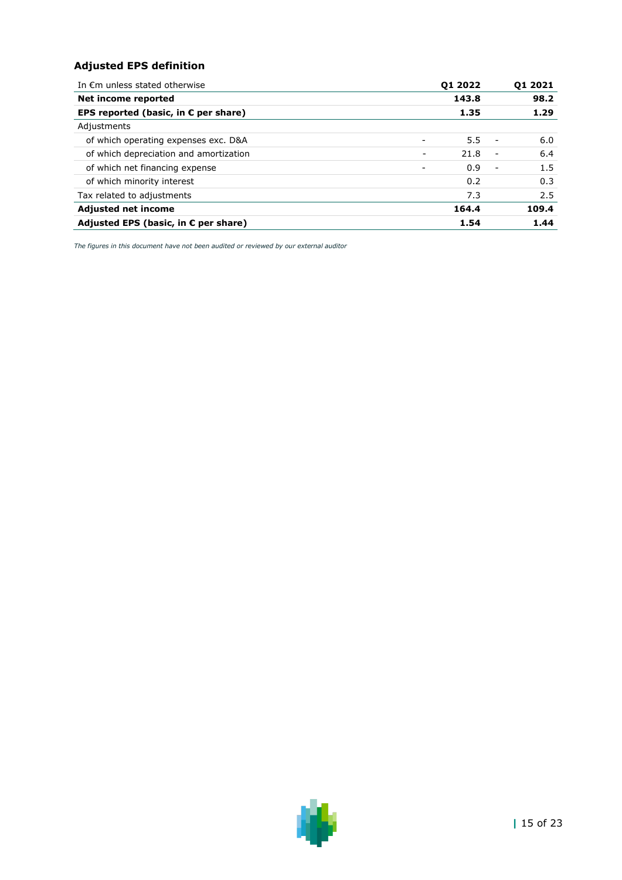### Adjusted EPS definition

| In €m unless stated otherwise | Q1 2022 | Q1 2021 |
|---|---|---|
| **Net income reported** | **143.8** | **98.2** |
| **EPS reported (basic, in € per share)** | **1.35** | **1.29** |
| Adjustments | | |
| of which operating expenses exc. D&A | - 5.5 | - 6.0 |
| of which depreciation and amortization | - 21.8 | - 6.4 |
| of which net financing expense | - 0.9 | - 1.5 |
| of which minority interest | 0.2 | 0.3 |
| Tax related to adjustments | 7.3 | 2.5 |
| **Adjusted net income** | **164.4** | **109.4** |
| **Adjusted EPS (basic, in € per share)** | **1.54** | **1.44** |

*The figures in this document have not been audited or reviewed by our external auditor*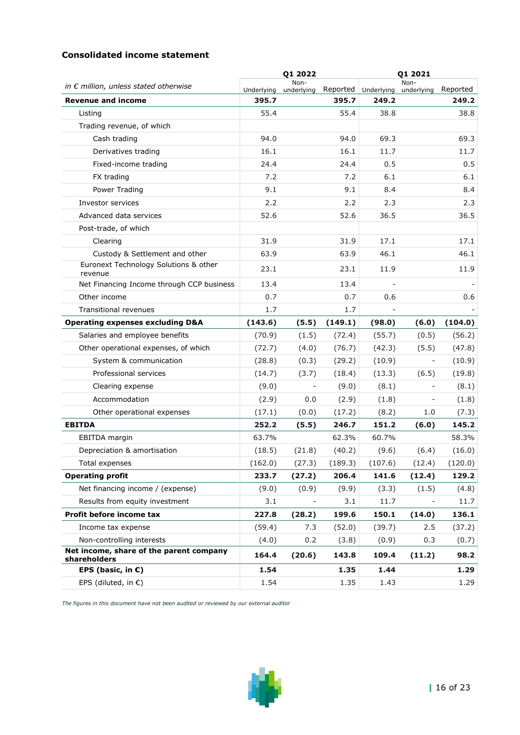**Consolidated income statement**

| in € million, unless stated otherwise | Q1 2022 | | | Q1 2021 | | |
|---|---|---|---|---|---|---|
| | Underlying | Non-underlying | Reported | Underlying | Non-underlying | Reported |
| **Revenue and income** | **395.7** | | **395.7** | **249.2** | | **249.2** |
| Listing | 55.4 | | 55.4 | 38.8 | | 38.8 |
| Trading revenue, of which | | | | | | |
| Cash trading | 94.0 | | 94.0 | 69.3 | | 69.3 |
| Derivatives trading | 16.1 | | 16.1 | 11.7 | | 11.7 |
| Fixed-income trading | 24.4 | | 24.4 | 0.5 | | 0.5 |
| FX trading | 7.2 | | 7.2 | 6.1 | | 6.1 |
| Power Trading | 9.1 | | 9.1 | 8.4 | | 8.4 |
| Investor services | 2.2 | | 2.2 | 2.3 | | 2.3 |
| Advanced data services | 52.6 | | 52.6 | 36.5 | | 36.5 |
| Post-trade, of which | | | | | | |
| Clearing | 31.9 | | 31.9 | 17.1 | | 17.1 |
| Custody & Settlement and other | 63.9 | | 63.9 | 46.1 | | 46.1 |
| Euronext Technology Solutions & other revenue | 23.1 | | 23.1 | 11.9 | | 11.9 |
| Net Financing Income through CCP business | 13.4 | | 13.4 | - | | - |
| Other income | 0.7 | | 0.7 | 0.6 | | 0.6 |
| Transitional revenues | 1.7 | | 1.7 | - | | - |
| **Operating expenses excluding D&A** | **(143.6)** | **(5.5)** | **(149.1)** | **(98.0)** | **(6.0)** | **(104.0)** |
| Salaries and employee benefits | (70.9) | (1.5) | (72.4) | (55.7) | (0.5) | (56.2) |
| Other operational expenses, of which | (72.7) | (4.0) | (76.7) | (42.3) | (5.5) | (47.8) |
| System & communication | (28.8) | (0.3) | (29.2) | (10.9) | - | (10.9) |
| Professional services | (14.7) | (3.7) | (18.4) | (13.3) | (6.5) | (19.8) |
| Clearing expense | (9.0) | - | (9.0) | (8.1) | - | (8.1) |
| Accommodation | (2.9) | 0.0 | (2.9) | (1.8) | - | (1.8) |
| Other operational expenses | (17.1) | (0.0) | (17.2) | (8.2) | 1.0 | (7.3) |
| **EBITDA** | **252.2** | **(5.5)** | **246.7** | **151.2** | **(6.0)** | **145.2** |
| EBITDA margin | 63.7% | | 62.3% | 60.7% | | 58.3% |
| Depreciation & amortisation | (18.5) | (21.8) | (40.2) | (9.6) | (6.4) | (16.0) |
| Total expenses | (162.0) | (27.3) | (189.3) | (107.6) | (12.4) | (120.0) |
| **Operating profit** | **233.7** | **(27.2)** | **206.4** | **141.6** | **(12.4)** | **129.2** |
| Net financing income / (expense) | (9.0) | (0.9) | (9.9) | (3.3) | (1.5) | (4.8) |
| Results from equity investment | 3.1 | - | 3.1 | 11.7 | - | 11.7 |
| **Profit before income tax** | **227.8** | **(28.2)** | **199.6** | **150.1** | **(14.0)** | **136.1** |
| Income tax expense | (59.4) | 7.3 | (52.0) | (39.7) | 2.5 | (37.2) |
| Non-controlling interests | (4.0) | 0.2 | (3.8) | (0.9) | 0.3 | (0.7) |
| **Net income, share of the parent company shareholders** | **164.4** | **(20.6)** | **143.8** | **109.4** | **(11.2)** | **98.2** |
| **EPS (basic, in €)** | **1.54** | | **1.35** | **1.44** | | **1.29** |
| EPS (diluted, in €) | 1.54 | | 1.35 | 1.43 | | 1.29 |

*The figures in this document have not been audited or reviewed by our external auditor*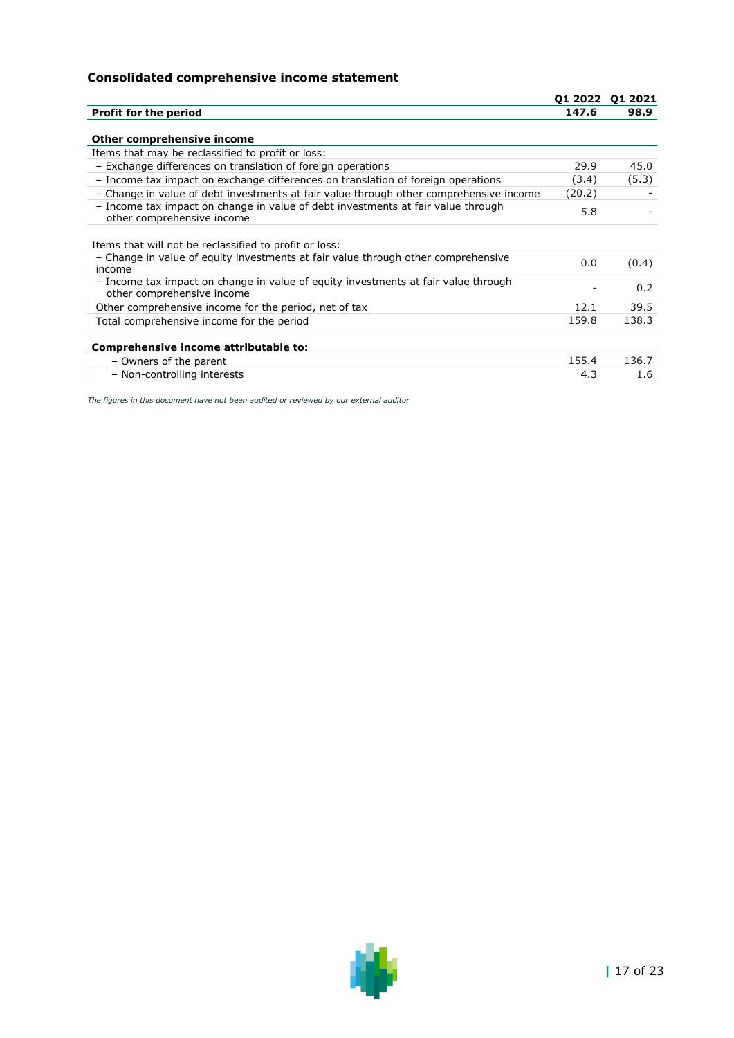## Consolidated comprehensive income statement

| | Q1 2022 | Q1 2021 |
|---|---|---|
| **Profit for the period** | **147.6** | **98.9** |
| | | |
| **Other comprehensive income** | | |
| Items that may be reclassified to profit or loss: | | |
| – Exchange differences on translation of foreign operations | 29.9 | 45.0 |
| – Income tax impact on exchange differences on translation of foreign operations | (3.4) | (5.3) |
| – Change in value of debt investments at fair value through other comprehensive income | (20.2) | - |
| – Income tax impact on change in value of debt investments at fair value through other comprehensive income | 5.8 | - |
| | | |
| Items that will not be reclassified to profit or loss: | | |
| – Change in value of equity investments at fair value through other comprehensive income | 0.0 | (0.4) |
| – Income tax impact on change in value of equity investments at fair value through other comprehensive income | - | 0.2 |
| Other comprehensive income for the period, net of tax | 12.1 | 39.5 |
| Total comprehensive income for the period | 159.8 | 138.3 |
| | | |
| **Comprehensive income attributable to:** | | |
| – Owners of the parent | 155.4 | 136.7 |
| – Non-controlling interests | 4.3 | 1.6 |

*The figures in this document have not been audited or reviewed by our external auditor*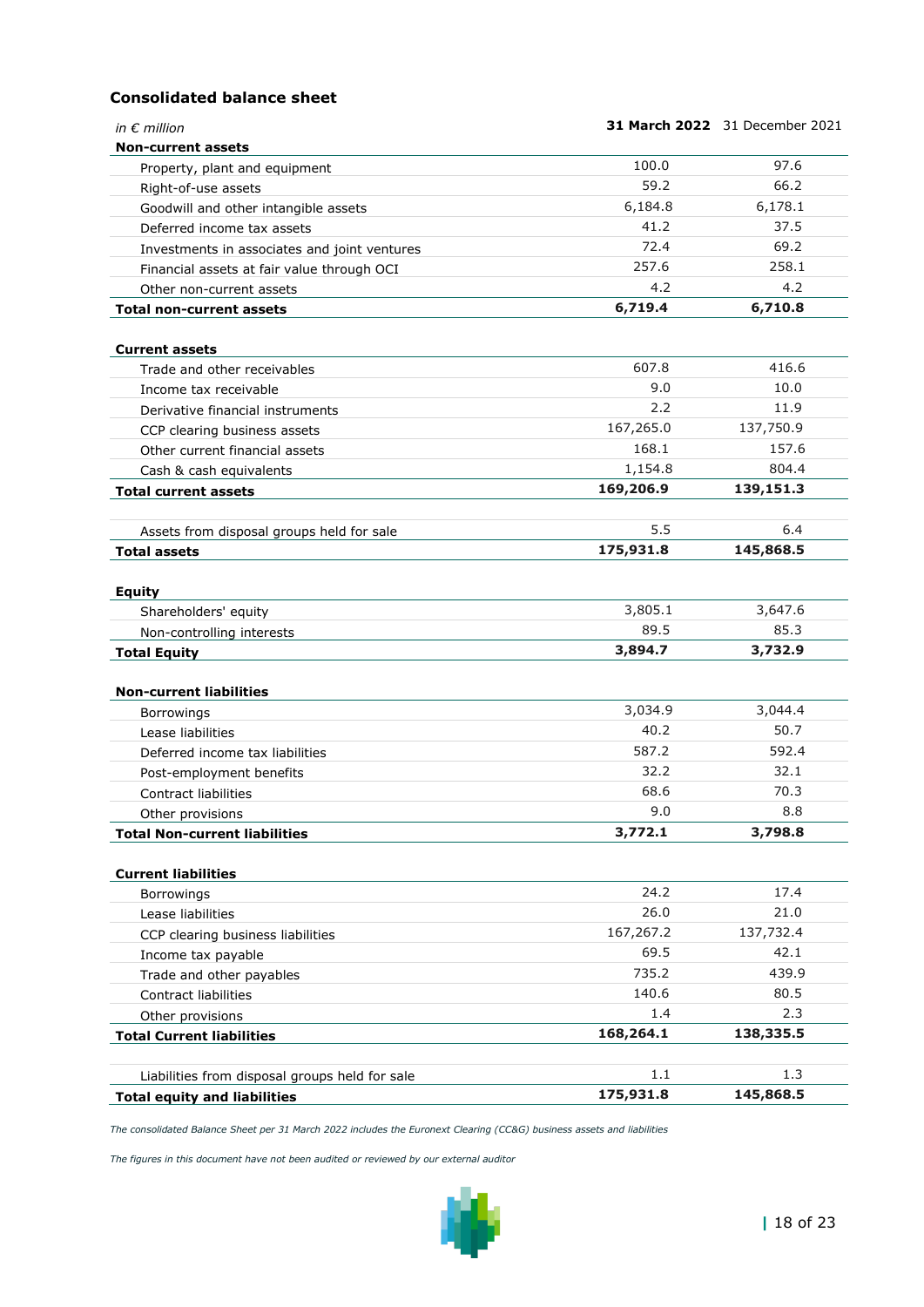## Consolidated balance sheet

| *in € million* | **31 March 2022** | 31 December 2021 |
|---|---|---|
| **Non-current assets** | | |
| Property, plant and equipment | 100.0 | 97.6 |
| Right-of-use assets | 59.2 | 66.2 |
| Goodwill and other intangible assets | 6,184.8 | 6,178.1 |
| Deferred income tax assets | 41.2 | 37.5 |
| Investments in associates and joint ventures | 72.4 | 69.2 |
| Financial assets at fair value through OCI | 257.6 | 258.1 |
| Other non-current assets | 4.2 | 4.2 |
| **Total non-current assets** | **6,719.4** | **6,710.8** |
| | | |
| **Current assets** | | |
| Trade and other receivables | 607.8 | 416.6 |
| Income tax receivable | 9.0 | 10.0 |
| Derivative financial instruments | 2.2 | 11.9 |
| CCP clearing business assets | 167,265.0 | 137,750.9 |
| Other current financial assets | 168.1 | 157.6 |
| Cash & cash equivalents | 1,154.8 | 804.4 |
| **Total current assets** | **169,206.9** | **139,151.3** |
| | | |
| Assets from disposal groups held for sale | 5.5 | 6.4 |
| **Total assets** | **175,931.8** | **145,868.5** |
| | | |
| **Equity** | | |
| Shareholders' equity | 3,805.1 | 3,647.6 |
| Non-controlling interests | 89.5 | 85.3 |
| **Total Equity** | **3,894.7** | **3,732.9** |
| | | |
| **Non-current liabilities** | | |
| Borrowings | 3,034.9 | 3,044.4 |
| Lease liabilities | 40.2 | 50.7 |
| Deferred income tax liabilities | 587.2 | 592.4 |
| Post-employment benefits | 32.2 | 32.1 |
| Contract liabilities | 68.6 | 70.3 |
| Other provisions | 9.0 | 8.8 |
| **Total Non-current liabilities** | **3,772.1** | **3,798.8** |
| | | |
| **Current liabilities** | | |
| Borrowings | 24.2 | 17.4 |
| Lease liabilities | 26.0 | 21.0 |
| CCP clearing business liabilities | 167,267.2 | 137,732.4 |
| Income tax payable | 69.5 | 42.1 |
| Trade and other payables | 735.2 | 439.9 |
| Contract liabilities | 140.6 | 80.5 |
| Other provisions | 1.4 | 2.3 |
| **Total Current liabilities** | **168,264.1** | **138,335.5** |
| | | |
| Liabilities from disposal groups held for sale | 1.1 | 1.3 |
| **Total equity and liabilities** | **175,931.8** | **145,868.5** |

*The consolidated Balance Sheet per 31 March 2022 includes the Euronext Clearing (CC&G) business assets and liabilities*

*The figures in this document have not been audited or reviewed by our external auditor*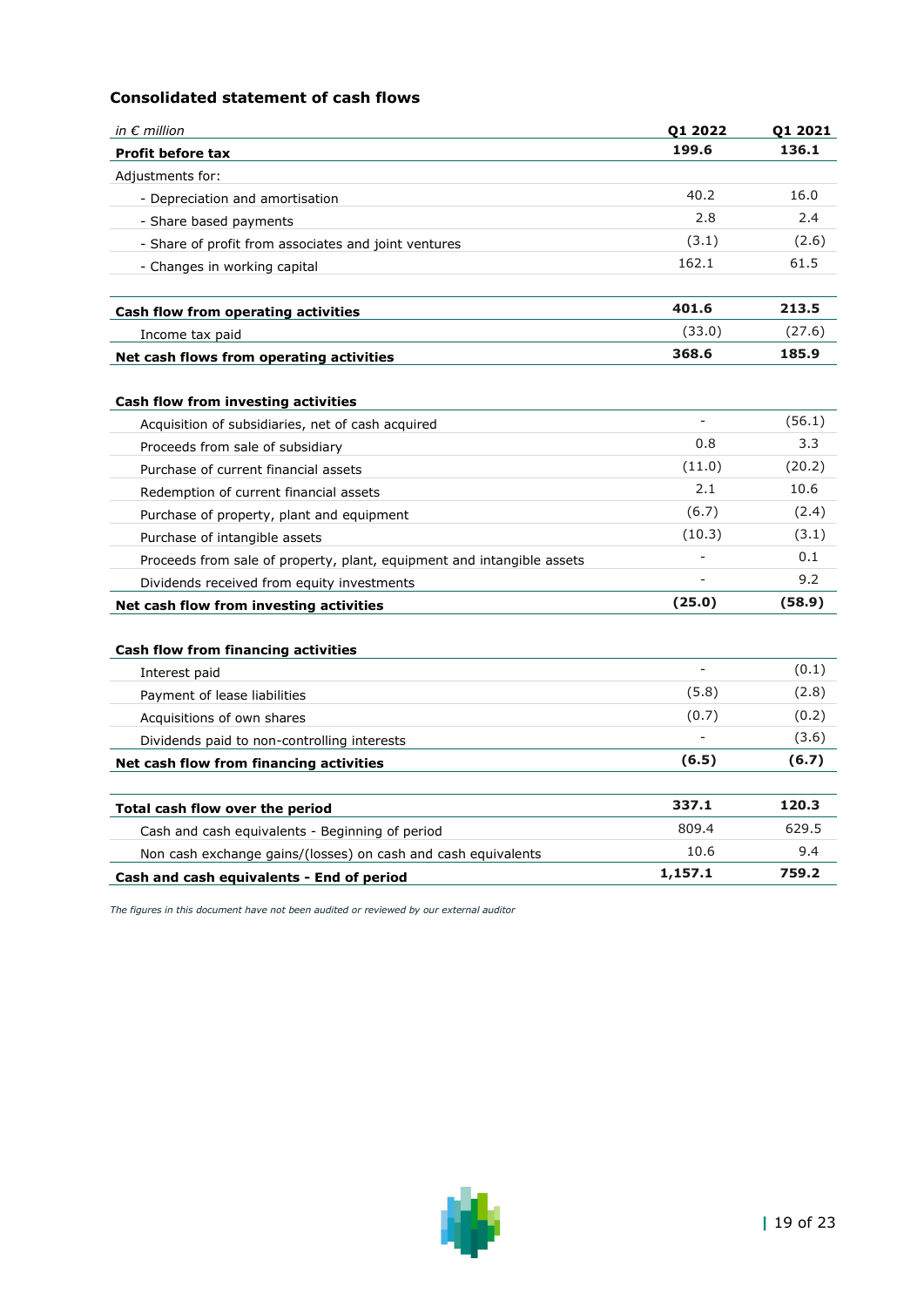### Consolidated statement of cash flows

| *in € million* | Q1 2022 | Q1 2021 |
|---|---|---|
| **Profit before tax** | **199.6** | **136.1** |
| Adjustments for: | | |
| - Depreciation and amortisation | 40.2 | 16.0 |
| - Share based payments | 2.8 | 2.4 |
| - Share of profit from associates and joint ventures | (3.1) | (2.6) |
| - Changes in working capital | 162.1 | 61.5 |
| | | |
| **Cash flow from operating activities** | **401.6** | **213.5** |
| Income tax paid | (33.0) | (27.6) |
| **Net cash flows from operating activities** | **368.6** | **185.9** |
| | | |
| **Cash flow from investing activities** | | |
| Acquisition of subsidiaries, net of cash acquired | - | (56.1) |
| Proceeds from sale of subsidiary | 0.8 | 3.3 |
| Purchase of current financial assets | (11.0) | (20.2) |
| Redemption of current financial assets | 2.1 | 10.6 |
| Purchase of property, plant and equipment | (6.7) | (2.4) |
| Purchase of intangible assets | (10.3) | (3.1) |
| Proceeds from sale of property, plant, equipment and intangible assets | - | 0.1 |
| Dividends received from equity investments | - | 9.2 |
| **Net cash flow from investing activities** | **(25.0)** | **(58.9)** |
| | | |
| **Cash flow from financing activities** | | |
| Interest paid | - | (0.1) |
| Payment of lease liabilities | (5.8) | (2.8) |
| Acquisitions of own shares | (0.7) | (0.2) |
| Dividends paid to non-controlling interests | - | (3.6) |
| **Net cash flow from financing activities** | **(6.5)** | **(6.7)** |
| | | |
| **Total cash flow over the period** | **337.1** | **120.3** |
| Cash and cash equivalents - Beginning of period | 809.4 | 629.5 |
| Non cash exchange gains/(losses) on cash and cash equivalents | 10.6 | 9.4 |
| **Cash and cash equivalents - End of period** | **1,157.1** | **759.2** |

*The figures in this document have not been audited or reviewed by our external auditor*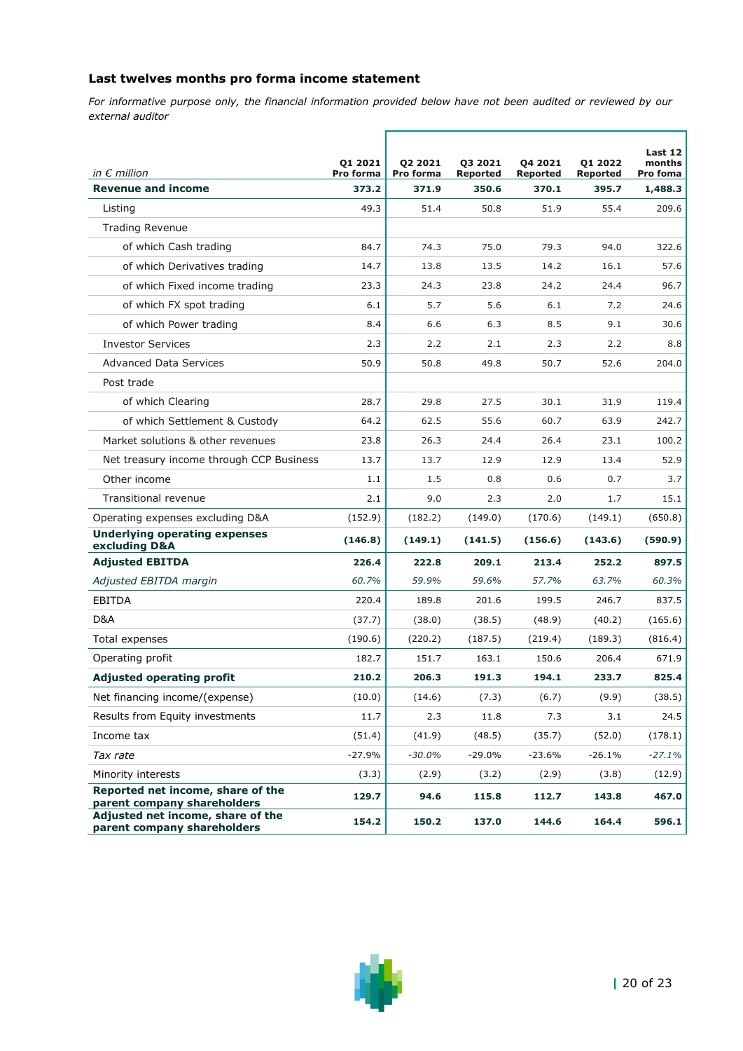## Last twelves months pro forma income statement

*For informative purpose only, the financial information provided below have not been audited or reviewed by our external auditor*

| *in € million* | Q1 2021 Pro forma | Q2 2021 Pro forma | Q3 2021 Reported | Q4 2021 Reported | Q1 2022 Reported | Last 12 months Pro foma |
|---|---|---|---|---|---|---|
| **Revenue and income** | **373.2** | **371.9** | **350.6** | **370.1** | **395.7** | **1,488.3** |
| Listing | 49.3 | 51.4 | 50.8 | 51.9 | 55.4 | 209.6 |
| Trading Revenue | | | | | | |
| of which Cash trading | 84.7 | 74.3 | 75.0 | 79.3 | 94.0 | 322.6 |
| of which Derivatives trading | 14.7 | 13.8 | 13.5 | 14.2 | 16.1 | 57.6 |
| of which Fixed income trading | 23.3 | 24.3 | 23.8 | 24.2 | 24.4 | 96.7 |
| of which FX spot trading | 6.1 | 5.7 | 5.6 | 6.1 | 7.2 | 24.6 |
| of which Power trading | 8.4 | 6.6 | 6.3 | 8.5 | 9.1 | 30.6 |
| Investor Services | 2.3 | 2.2 | 2.1 | 2.3 | 2.2 | 8.8 |
| Advanced Data Services | 50.9 | 50.8 | 49.8 | 50.7 | 52.6 | 204.0 |
| Post trade | | | | | | |
| of which Clearing | 28.7 | 29.8 | 27.5 | 30.1 | 31.9 | 119.4 |
| of which Settlement & Custody | 64.2 | 62.5 | 55.6 | 60.7 | 63.9 | 242.7 |
| Market solutions & other revenues | 23.8 | 26.3 | 24.4 | 26.4 | 23.1 | 100.2 |
| Net treasury income through CCP Business | 13.7 | 13.7 | 12.9 | 12.9 | 13.4 | 52.9 |
| Other income | 1.1 | 1.5 | 0.8 | 0.6 | 0.7 | 3.7 |
| Transitional revenue | 2.1 | 9.0 | 2.3 | 2.0 | 1.7 | 15.1 |
| Operating expenses excluding D&A | (152.9) | (182.2) | (149.0) | (170.6) | (149.1) | (650.8) |
| **Underlying operating expenses excluding D&A** | **(146.8)** | **(149.1)** | **(141.5)** | **(156.6)** | **(143.6)** | **(590.9)** |
| **Adjusted EBITDA** | **226.4** | **222.8** | **209.1** | **213.4** | **252.2** | **897.5** |
| *Adjusted EBITDA margin* | *60.7%* | *59.9%* | *59.6%* | *57.7%* | *63.7%* | *60.3%* |
| EBITDA | 220.4 | 189.8 | 201.6 | 199.5 | 246.7 | 837.5 |
| D&A | (37.7) | (38.0) | (38.5) | (48.9) | (40.2) | (165.6) |
| Total expenses | (190.6) | (220.2) | (187.5) | (219.4) | (189.3) | (816.4) |
| Operating profit | 182.7 | 151.7 | 163.1 | 150.6 | 206.4 | 671.9 |
| **Adjusted operating profit** | **210.2** | **206.3** | **191.3** | **194.1** | **233.7** | **825.4** |
| Net financing income/(expense) | (10.0) | (14.6) | (7.3) | (6.7) | (9.9) | (38.5) |
| Results from Equity investments | 11.7 | 2.3 | 11.8 | 7.3 | 3.1 | 24.5 |
| Income tax | (51.4) | (41.9) | (48.5) | (35.7) | (52.0) | (178.1) |
| *Tax rate* | -27.9% | *-30.0%* | -29.0% | -23.6% | -26.1% | *-27.1%* |
| Minority interests | (3.3) | (2.9) | (3.2) | (2.9) | (3.8) | (12.9) |
| **Reported net income, share of the parent company shareholders** | **129.7** | **94.6** | **115.8** | **112.7** | **143.8** | **467.0** |
| **Adjusted net income, share of the parent company shareholders** | **154.2** | **150.2** | **137.0** | **144.6** | **164.4** | **596.1** |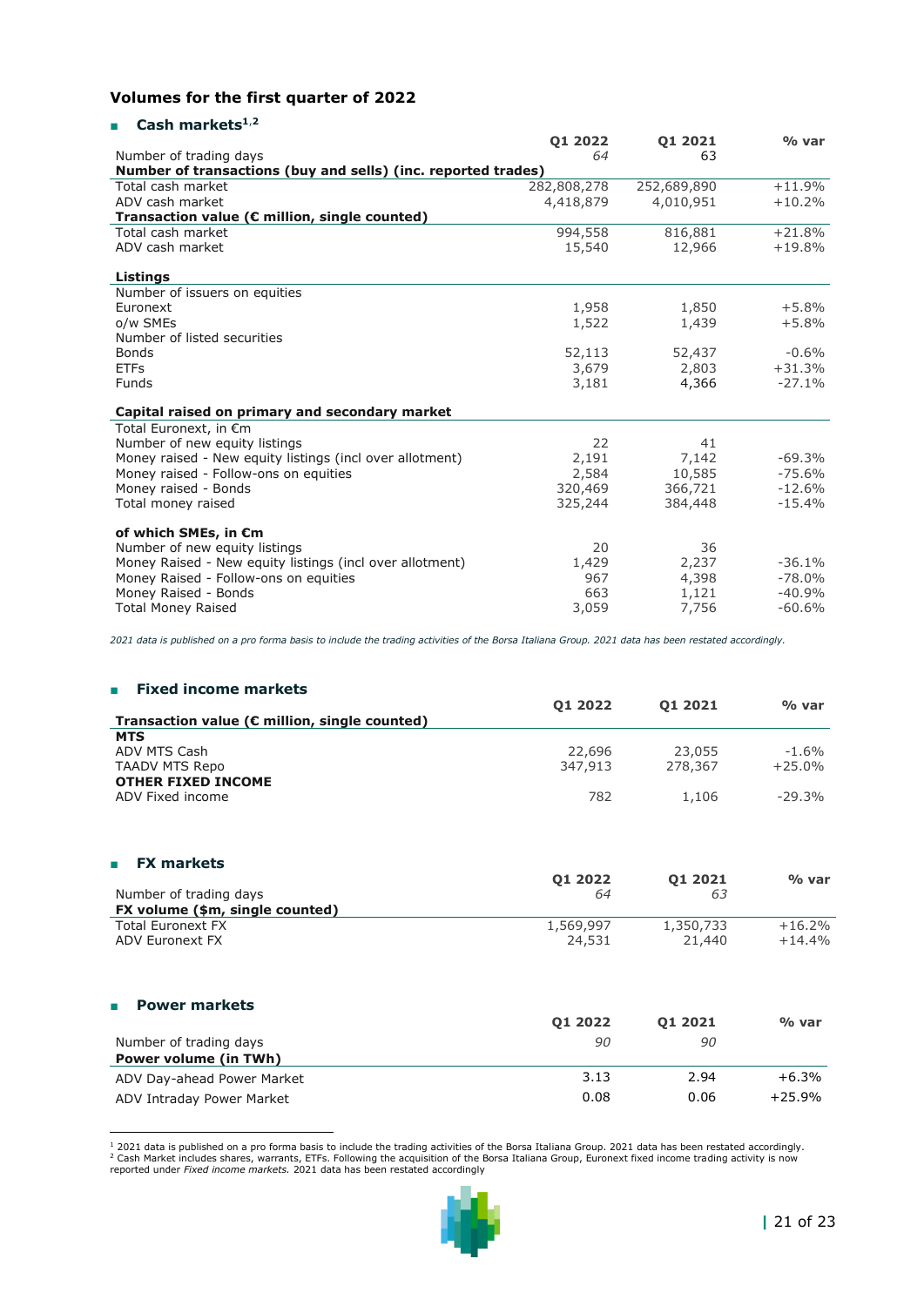## Volumes for the first quarter of 2022

### Cash markets[1,2]

| | Q1 2022 | Q1 2021 | % var |
|---|---|---|---|
| Number of trading days | *64* | 63 | |
| **Number of transactions (buy and sells) (inc. reported trades)** | | | |
| Total cash market | 282,808,278 | 252,689,890 | +11.9% |
| ADV cash market | 4,418,879 | 4,010,951 | +10.2% |
| **Transaction value (€ million, single counted)** | | | |
| Total cash market | 994,558 | 816,881 | +21.8% |
| ADV cash market | 15,540 | 12,966 | +19.8% |
| | | | |
| **Listings** | | | |
| Number of issuers on equities | | | |
| Euronext | 1,958 | 1,850 | +5.8% |
| o/w SMEs | 1,522 | 1,439 | +5.8% |
| Number of listed securities | | | |
| Bonds | 52,113 | 52,437 | -0.6% |
| ETFs | 3,679 | 2,803 | +31.3% |
| Funds | 3,181 | 4,366 | -27.1% |
| | | | |
| **Capital raised on primary and secondary market** | | | |
| Total Euronext, in €m | | | |
| Number of new equity listings | 22 | 41 | |
| Money raised - New equity listings (incl over allotment) | 2,191 | 7,142 | -69.3% |
| Money raised - Follow-ons on equities | 2,584 | 10,585 | -75.6% |
| Money raised - Bonds | 320,469 | 366,721 | -12.6% |
| Total money raised | 325,244 | 384,448 | -15.4% |
| | | | |
| **of which SMEs, in €m** | | | |
| Number of new equity listings | 20 | 36 | |
| Money Raised - New equity listings (incl over allotment) | 1,429 | 2,237 | -36.1% |
| Money Raised - Follow-ons on equities | 967 | 4,398 | -78.0% |
| Money Raised - Bonds | 663 | 1,121 | -40.9% |
| Total Money Raised | 3,059 | 7,756 | -60.6% |

*2021 data is published on a pro forma basis to include the trading activities of the Borsa Italiana Group. 2021 data has been restated accordingly.*

### Fixed income markets

| | Q1 2022 | Q1 2021 | % var |
|---|---|---|---|
| **Transaction value (€ million, single counted)** | | | |
| **MTS** | | | |
| ADV MTS Cash | 22,696 | 23,055 | -1.6% |
| TAADV MTS Repo | 347,913 | 278,367 | +25.0% |
| **OTHER FIXED INCOME** | | | |
| ADV Fixed income | 782 | 1,106 | -29.3% |

### FX markets

| | Q1 2022 | Q1 2021 | % var |
|---|---|---|---|
| Number of trading days | *64* | *63* | |
| **FX volume ($m, single counted)** | | | |
| Total Euronext FX | 1,569,997 | 1,350,733 | +16.2% |
| ADV Euronext FX | 24,531 | 21,440 | +14.4% |

### Power markets

| | Q1 2022 | Q1 2021 | % var |
|---|---|---|---|
| Number of trading days | *90* | *90* | |
| **Power volume (in TWh)** | | | |
| ADV Day-ahead Power Market | 3.13 | 2.94 | +6.3% |
| ADV Intraday Power Market | 0.08 | 0.06 | +25.9% |

[1] 2021 data is published on a pro forma basis to include the trading activities of the Borsa Italiana Group. 2021 data has been restated accordingly.
[2] Cash Market includes shares, warrants, ETFs. Following the acquisition of the Borsa Italiana Group, Euronext fixed income trading activity is now reported under *Fixed income markets*. 2021 data has been restated accordingly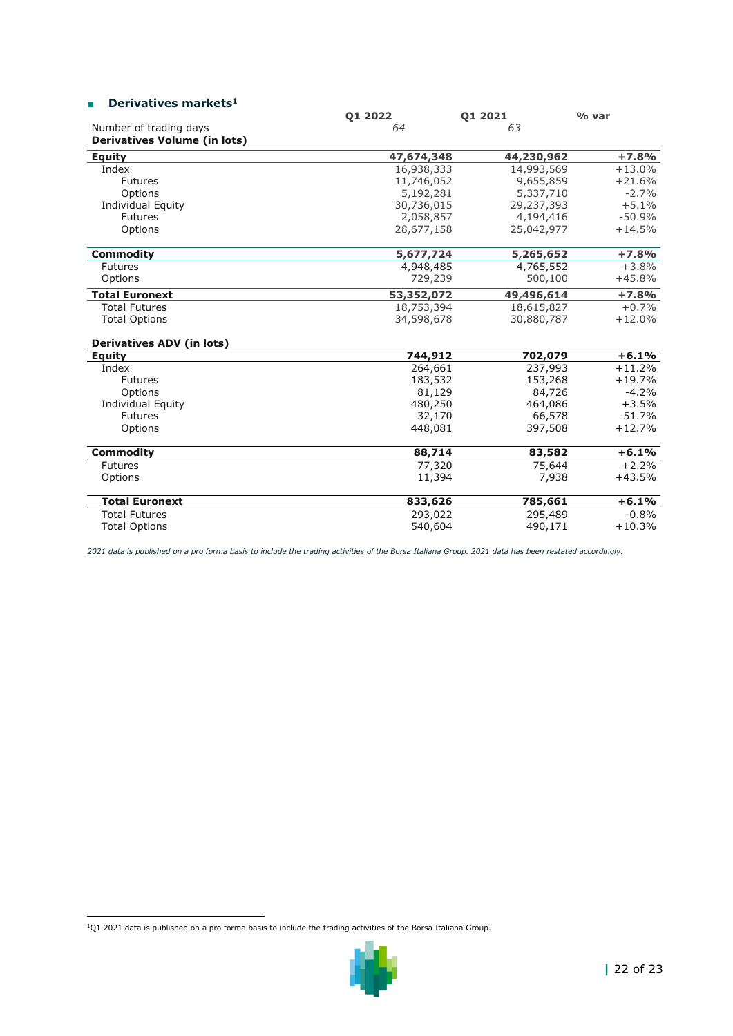## Derivatives markets[1]

| | Q1 2022 | Q1 2021 | % var |
|---|---|---|---|
| Number of trading days | *64* | *63* | |
| **Derivatives Volume (in lots)** | | | |
| **Equity** | **47,674,348** | **44,230,962** | **+7.8%** |
| Index | 16,938,333 | 14,993,569 | +13.0% |
| Futures | 11,746,052 | 9,655,859 | +21.6% |
| Options | 5,192,281 | 5,337,710 | -2.7% |
| Individual Equity | 30,736,015 | 29,237,393 | +5.1% |
| Futures | 2,058,857 | 4,194,416 | -50.9% |
| Options | 28,677,158 | 25,042,977 | +14.5% |
| **Commodity** | **5,677,724** | **5,265,652** | **+7.8%** |
| Futures | 4,948,485 | 4,765,552 | +3.8% |
| Options | 729,239 | 500,100 | +45.8% |
| **Total Euronext** | **53,352,072** | **49,496,614** | **+7.8%** |
| Total Futures | 18,753,394 | 18,615,827 | +0.7% |
| Total Options | 34,598,678 | 30,880,787 | +12.0% |
| **Derivatives ADV (in lots)** | | | |
| **Equity** | **744,912** | **702,079** | **+6.1%** |
| Index | 264,661 | 237,993 | +11.2% |
| Futures | 183,532 | 153,268 | +19.7% |
| Options | 81,129 | 84,726 | -4.2% |
| Individual Equity | 480,250 | 464,086 | +3.5% |
| Futures | 32,170 | 66,578 | -51.7% |
| Options | 448,081 | 397,508 | +12.7% |
| **Commodity** | **88,714** | **83,582** | **+6.1%** |
| Futures | 77,320 | 75,644 | +2.2% |
| Options | 11,394 | 7,938 | +43.5% |
| **Total Euronext** | **833,626** | **785,661** | **+6.1%** |
| Total Futures | 293,022 | 295,489 | -0.8% |
| Total Options | 540,604 | 490,171 | +10.3% |

*2021 data is published on a pro forma basis to include the trading activities of the Borsa Italiana Group. 2021 data has been restated accordingly.*

[1] Q1 2021 data is published on a pro forma basis to include the trading activities of the Borsa Italiana Group.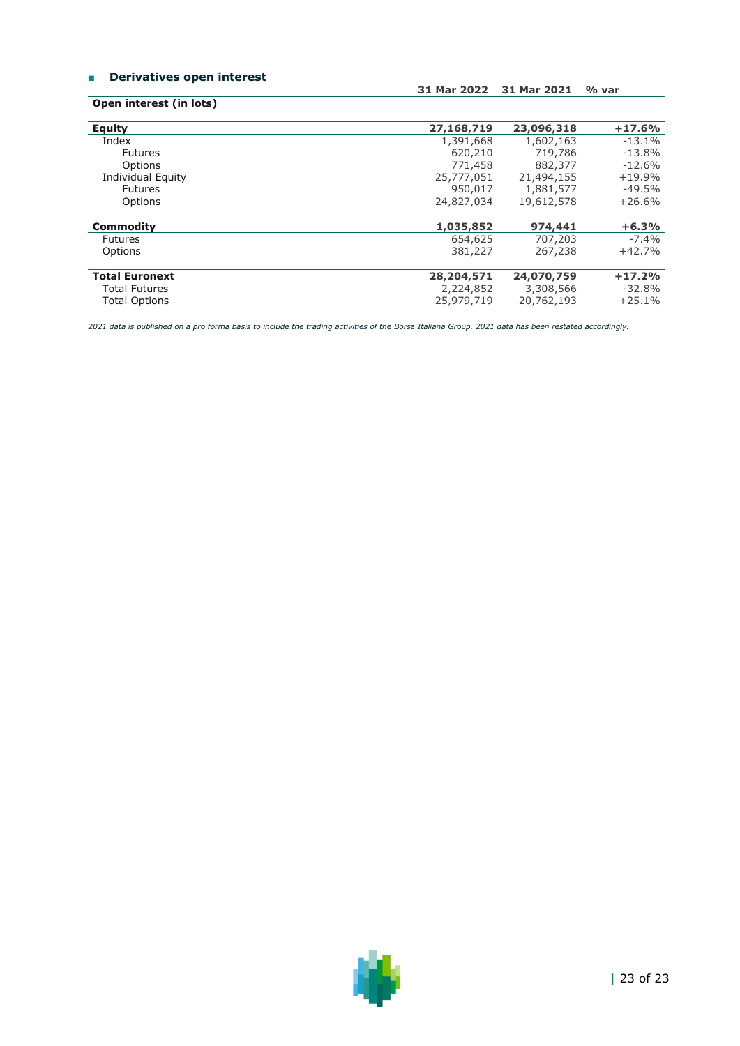- **Derivatives open interest**

| Open interest (in lots) | 31 Mar 2022 | 31 Mar 2021 | % var |
|---|---|---|---|
| **Equity** | **27,168,719** | **23,096,318** | **+17.6%** |
| Index | 1,391,668 | 1,602,163 | -13.1% |
| Futures | 620,210 | 719,786 | -13.8% |
| Options | 771,458 | 882,377 | -12.6% |
| Individual Equity | 25,777,051 | 21,494,155 | +19.9% |
| Futures | 950,017 | 1,881,577 | -49.5% |
| Options | 24,827,034 | 19,612,578 | +26.6% |
| **Commodity** | **1,035,852** | **974,441** | **+6.3%** |
| Futures | 654,625 | 707,203 | -7.4% |
| Options | 381,227 | 267,238 | +42.7% |
| **Total Euronext** | **28,204,571** | **24,070,759** | **+17.2%** |
| Total Futures | 2,224,852 | 3,308,566 | -32.8% |
| Total Options | 25,979,719 | 20,762,193 | +25.1% |

*2021 data is published on a pro forma basis to include the trading activities of the Borsa Italiana Group. 2021 data has been restated accordingly.*